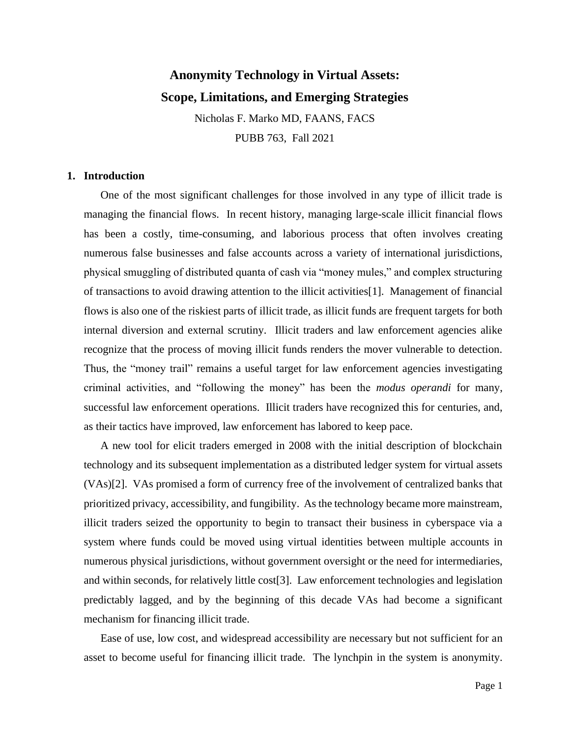# Anonymity Technology in Virtual Assets: Scope, Limitations, and Emerging Strategies

Nicholas F. Marko MD, FAANS, FACS

PUBB 763, Fall 2021

## 1. Introduction

One of the most significant challenges for those involved in any type of illicit trade is managing the financial flows. In recent history, managing large-scale illicit financial flows has been a costly, time-consuming, and laborious process that often involves creating numerous false businesses and false accounts across a variety of international jurisdictions, physical smuggling of distributed quanta of cash via "money mules," and complex structuring of transactions to avoid drawing attention to the illicit activities[1]. Management of financial flows is also one of the riskiest parts of illicit trade, as illicit funds are frequent targets for both internal diversion and external scrutiny. Illicit traders and law enforcement agencies alike recognize that the process of moving illicit funds renders the mover vulnerable to detection. Thus, the "money trail" remains a useful target for law enforcement agencies investigating criminal activities, and "following the money" has been the *modus operandi* for many, successful law enforcement operations. Illicit traders have recognized this for centuries, and, as their tactics have improved, law enforcement has labored to keep pace.

A new tool for elicit traders emerged in 2008 with the initial description of blockchain technology and its subsequent implementation as a distributed ledger system for virtual assets (VAs)[2]. VAs promised a form of currency free of the involvement of centralized banks that prioritized privacy, accessibility, and fungibility. As the technology became more mainstream, illicit traders seized the opportunity to begin to transact their business in cyberspace via a system where funds could be moved using virtual identities between multiple accounts in numerous physical jurisdictions, without government oversight or the need for intermediaries, and within seconds, for relatively little cost[3]. Law enforcement technologies and legislation predictably lagged, and by the beginning of this decade VAs had become a significant mechanism for financing illicit trade.

Ease of use, low cost, and widespread accessibility are necessary but not sufficient for an asset to become useful for financing illicit trade. The lynchpin in the system is anonymity.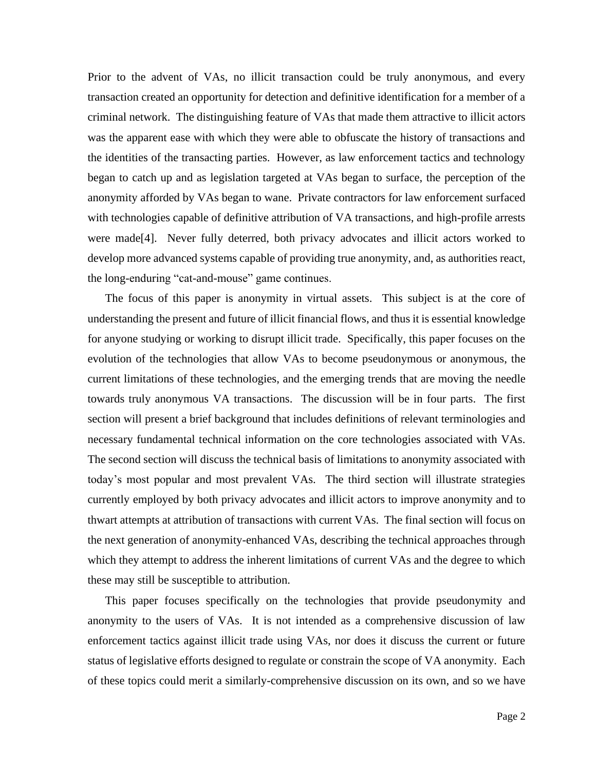Prior to the advent of VAs, no illicit transaction could be truly anonymous, and every transaction created an opportunity for detection and definitive identification for a member of a criminal network. The distinguishing feature of VAs that made them attractive to illicit actors was the apparent ease with which they were able to obfuscate the history of transactions and the identities of the transacting parties. However, as law enforcement tactics and technology began to catch up and as legislation targeted at VAs began to surface, the perception of the anonymity afforded by VAs began to wane. Private contractors for law enforcement surfaced with technologies capable of definitive attribution of VA transactions, and high-profile arrests were made[4]. Never fully deterred, both privacy advocates and illicit actors worked to develop more advanced systems capable of providing true anonymity, and, as authorities react, the long-enduring "cat-and-mouse" game continues.

The focus of this paper is anonymity in virtual assets. This subject is at the core of understanding the present and future of illicit financial flows, and thus it is essential knowledge for anyone studying or working to disrupt illicit trade. Specifically, this paper focuses on the evolution of the technologies that allow VAs to become pseudonymous or anonymous, the current limitations of these technologies, and the emerging trends that are moving the needle towards truly anonymous VA transactions. The discussion will be in four parts. The first section will present a brief background that includes definitions of relevant terminologies and necessary fundamental technical information on the core technologies associated with VAs. The second section will discuss the technical basis of limitations to anonymity associated with today's most popular and most prevalent VAs. The third section will illustrate strategies currently employed by both privacy advocates and illicit actors to improve anonymity and to thwart attempts at attribution of transactions with current VAs. The final section will focus on the next generation of anonymity-enhanced VAs, describing the technical approaches through which they attempt to address the inherent limitations of current VAs and the degree to which these may still be susceptible to attribution.

This paper focuses specifically on the technologies that provide pseudonymity and anonymity to the users of VAs. It is not intended as a comprehensive discussion of law enforcement tactics against illicit trade using VAs, nor does it discuss the current or future status of legislative efforts designed to regulate or constrain the scope of VA anonymity. Each of these topics could merit a similarly-comprehensive discussion on its own, and so we have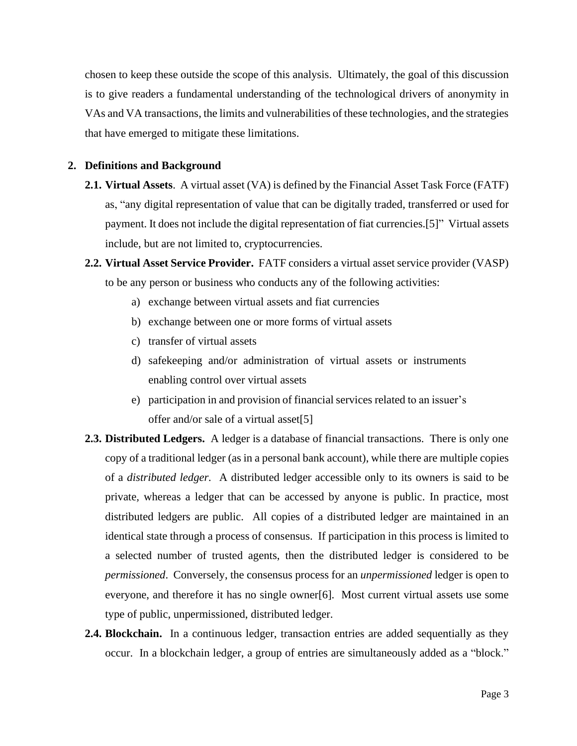chosen to keep these outside the scope of this analysis. Ultimately, the goal of this discussion is to give readers a fundamental understanding of the technological drivers of anonymity in VAs and VA transactions, the limits and vulnerabilities of these technologies, and the strategies that have emerged to mitigate these limitations.

## 2. Definitions and Background

**2.1. Virtual Assets**. A virtual asset (VA) is defined by the Financial Asset Task Force (FATF) as, "any digital representation of value that can be digitally traded, transferred or used for payment. It does not include the digital representation of fiat currencies.[5]" Virtual assets include, but are not limited to, cryptocurrencies.

**2.2. Virtual Asset Service Provider.** FATF considers a virtual asset service provider (VASP) to be any person or business who conducts any of the following activities:

a) exchange between virtual assets and fiat currencies
b) exchange between one or more forms of virtual assets
c) transfer of virtual assets
d) safekeeping and/or administration of virtual assets or instruments enabling control over virtual assets
e) participation in and provision of financial services related to an issuer's offer and/or sale of a virtual asset[5]

**2.3. Distributed Ledgers.** A ledger is a database of financial transactions. There is only one copy of a traditional ledger (as in a personal bank account), while there are multiple copies of a *distributed ledger*. A distributed ledger accessible only to its owners is said to be private, whereas a ledger that can be accessed by anyone is public. In practice, most distributed ledgers are public. All copies of a distributed ledger are maintained in an identical state through a process of consensus. If participation in this process is limited to a selected number of trusted agents, then the distributed ledger is considered to be *permissioned*. Conversely, the consensus process for an *unpermissioned* ledger is open to everyone, and therefore it has no single owner[6]. Most current virtual assets use some type of public, unpermissioned, distributed ledger.

**2.4. Blockchain.** In a continuous ledger, transaction entries are added sequentially as they occur. In a blockchain ledger, a group of entries are simultaneously added as a "block."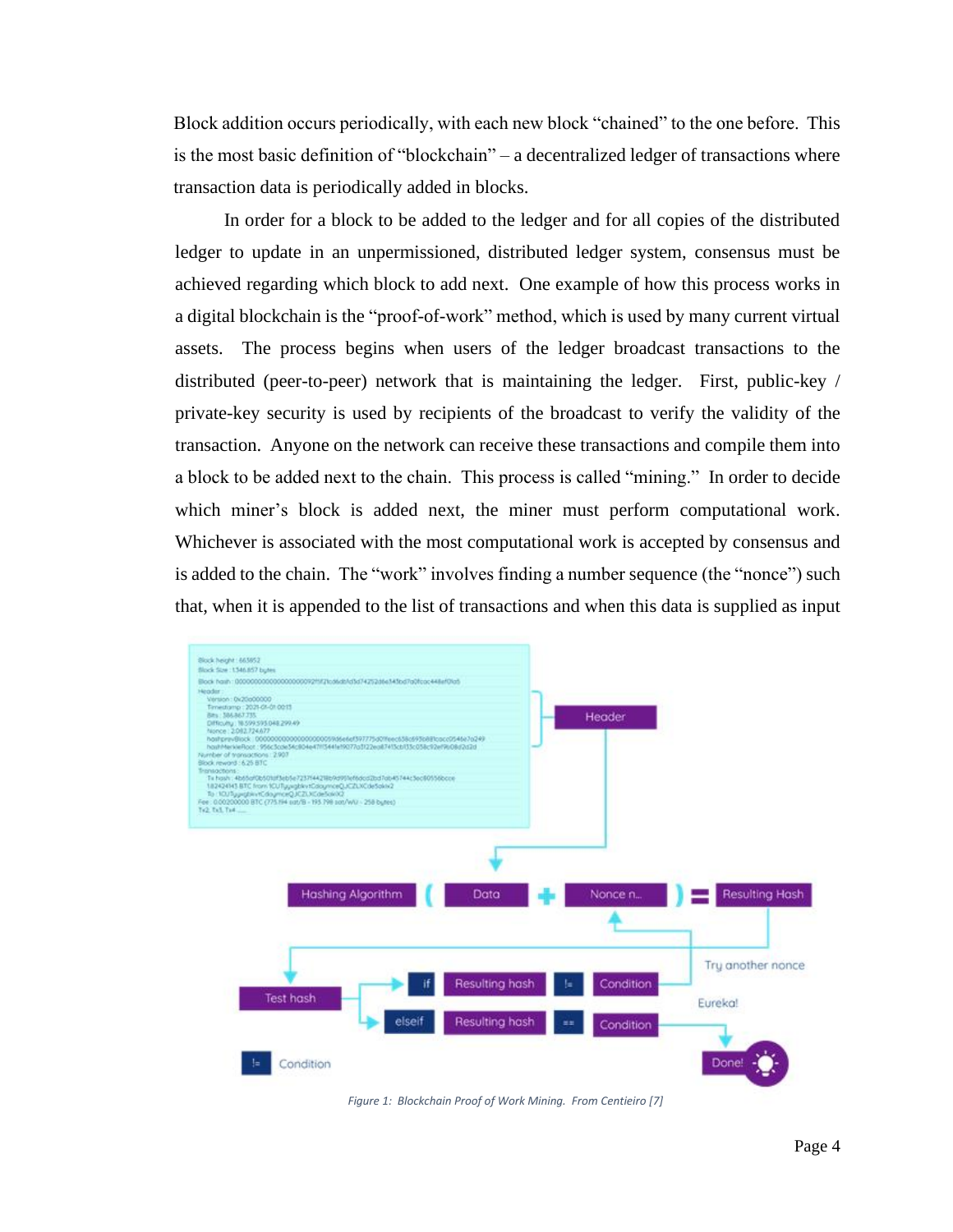Block addition occurs periodically, with each new block "chained" to the one before. This is the most basic definition of "blockchain" – a decentralized ledger of transactions where transaction data is periodically added in blocks.

In order for a block to be added to the ledger and for all copies of the distributed ledger to update in an unpermissioned, distributed ledger system, consensus must be achieved regarding which block to add next. One example of how this process works in a digital blockchain is the "proof-of-work" method, which is used by many current virtual assets. The process begins when users of the ledger broadcast transactions to the distributed (peer-to-peer) network that is maintaining the ledger. First, public-key / private-key security is used by recipients of the broadcast to verify the validity of the transaction. Anyone on the network can receive these transactions and compile them into a block to be added next to the chain. This process is called "mining." In order to decide which miner's block is added next, the miner must perform computational work. Whichever is associated with the most computational work is accepted by consensus and is added to the chain. The "work" involves finding a number sequence (the "nonce") such that, when it is appended to the list of transactions and when this data is supplied as input

*Figure 1: Blockchain Proof of Work Mining. From Centieiro [7]*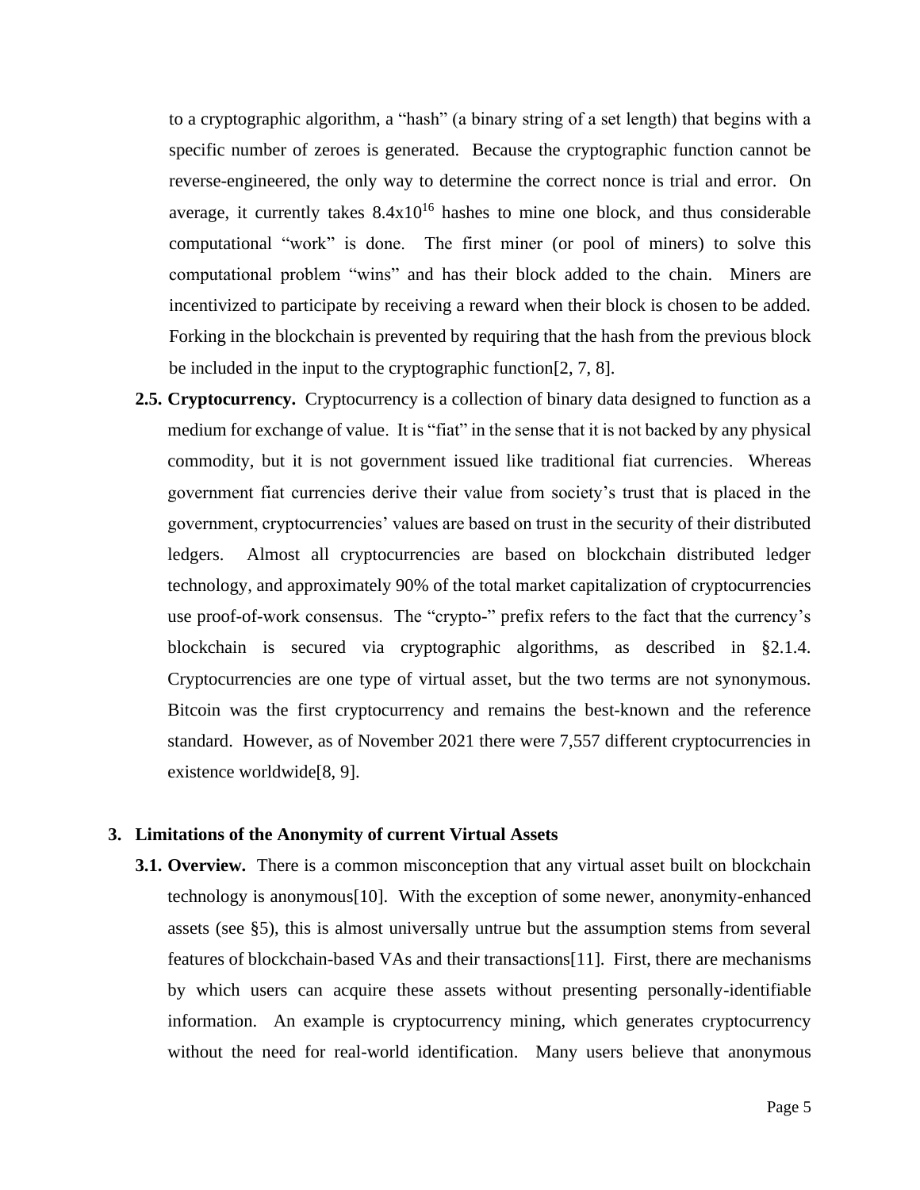to a cryptographic algorithm, a "hash" (a binary string of a set length) that begins with a specific number of zeroes is generated. Because the cryptographic function cannot be reverse-engineered, the only way to determine the correct nonce is trial and error. On average, it currently takes $8.4 \times 10^{16}$ hashes to mine one block, and thus considerable computational "work" is done. The first miner (or pool of miners) to solve this computational problem "wins" and has their block added to the chain. Miners are incentivized to participate by receiving a reward when their block is chosen to be added. Forking in the blockchain is prevented by requiring that the hash from the previous block be included in the input to the cryptographic function[2, 7, 8].

**2.5. Cryptocurrency.** Cryptocurrency is a collection of binary data designed to function as a medium for exchange of value. It is "fiat" in the sense that it is not backed by any physical commodity, but it is not government issued like traditional fiat currencies. Whereas government fiat currencies derive their value from society's trust that is placed in the government, cryptocurrencies' values are based on trust in the security of their distributed ledgers. Almost all cryptocurrencies are based on blockchain distributed ledger technology, and approximately 90% of the total market capitalization of cryptocurrencies use proof-of-work consensus. The "crypto-" prefix refers to the fact that the currency's blockchain is secured via cryptographic algorithms, as described in §2.1.4. Cryptocurrencies are one type of virtual asset, but the two terms are not synonymous. Bitcoin was the first cryptocurrency and remains the best-known and the reference standard. However, as of November 2021 there were 7,557 different cryptocurrencies in existence worldwide[8, 9].

## 3. Limitations of the Anonymity of current Virtual Assets

**3.1. Overview.** There is a common misconception that any virtual asset built on blockchain technology is anonymous[10]. With the exception of some newer, anonymity-enhanced assets (see §5), this is almost universally untrue but the assumption stems from several features of blockchain-based VAs and their transactions[11]. First, there are mechanisms by which users can acquire these assets without presenting personally-identifiable information. An example is cryptocurrency mining, which generates cryptocurrency without the need for real-world identification. Many users believe that anonymous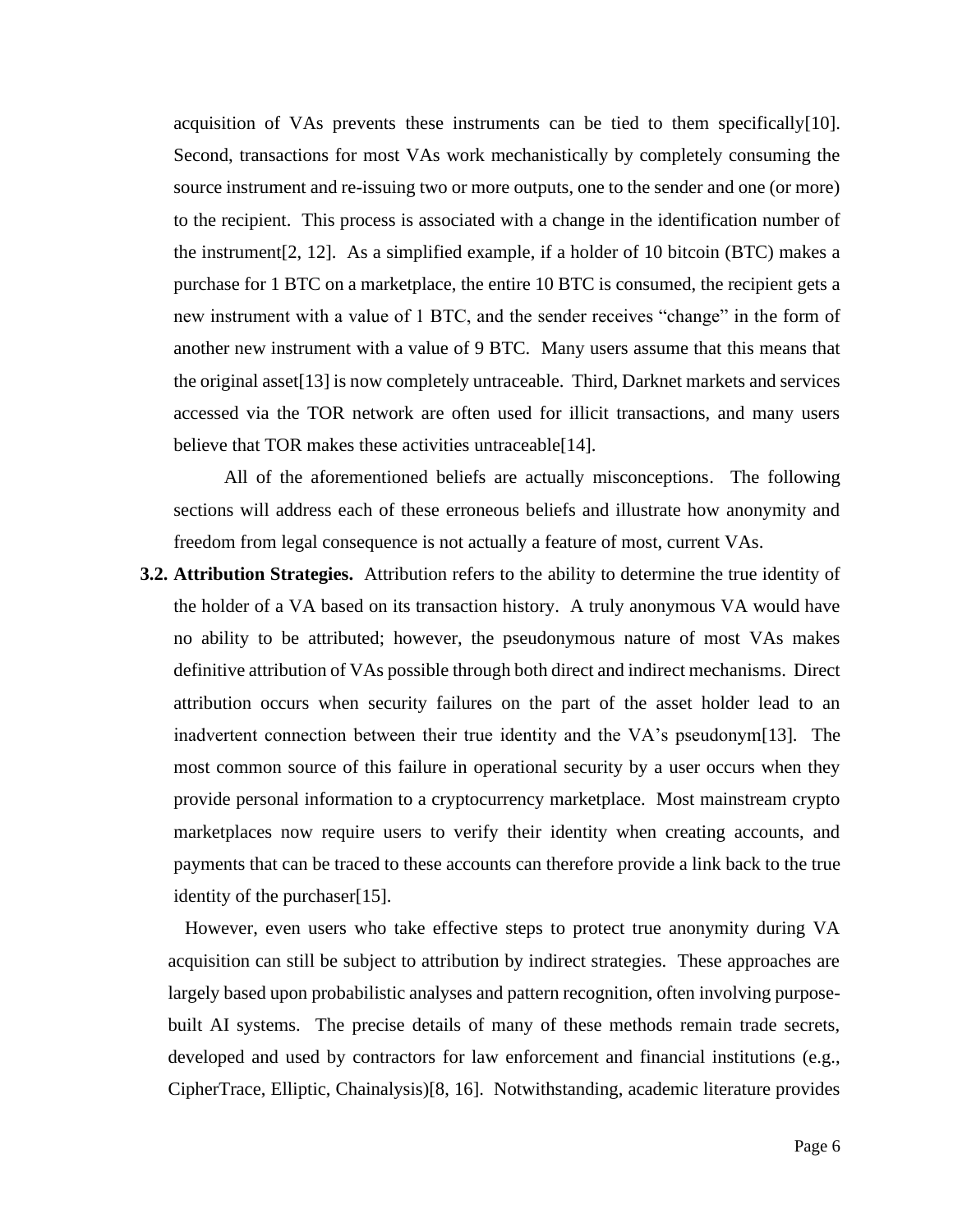acquisition of VAs prevents these instruments can be tied to them specifically[10]. Second, transactions for most VAs work mechanistically by completely consuming the source instrument and re-issuing two or more outputs, one to the sender and one (or more) to the recipient. This process is associated with a change in the identification number of the instrument[2, 12]. As a simplified example, if a holder of 10 bitcoin (BTC) makes a purchase for 1 BTC on a marketplace, the entire 10 BTC is consumed, the recipient gets a new instrument with a value of 1 BTC, and the sender receives "change" in the form of another new instrument with a value of 9 BTC. Many users assume that this means that the original asset[13] is now completely untraceable. Third, Darknet markets and services accessed via the TOR network are often used for illicit transactions, and many users believe that TOR makes these activities untraceable[14].

All of the aforementioned beliefs are actually misconceptions. The following sections will address each of these erroneous beliefs and illustrate how anonymity and freedom from legal consequence is not actually a feature of most, current VAs.

**3.2. Attribution Strategies.** Attribution refers to the ability to determine the true identity of the holder of a VA based on its transaction history. A truly anonymous VA would have no ability to be attributed; however, the pseudonymous nature of most VAs makes definitive attribution of VAs possible through both direct and indirect mechanisms. Direct attribution occurs when security failures on the part of the asset holder lead to an inadvertent connection between their true identity and the VA's pseudonym[13]. The most common source of this failure in operational security by a user occurs when they provide personal information to a cryptocurrency marketplace. Most mainstream crypto marketplaces now require users to verify their identity when creating accounts, and payments that can be traced to these accounts can therefore provide a link back to the true identity of the purchaser[15].

However, even users who take effective steps to protect true anonymity during VA acquisition can still be subject to attribution by indirect strategies. These approaches are largely based upon probabilistic analyses and pattern recognition, often involving purpose-built AI systems. The precise details of many of these methods remain trade secrets, developed and used by contractors for law enforcement and financial institutions (e.g., CipherTrace, Elliptic, Chainalysis)[8, 16]. Notwithstanding, academic literature provides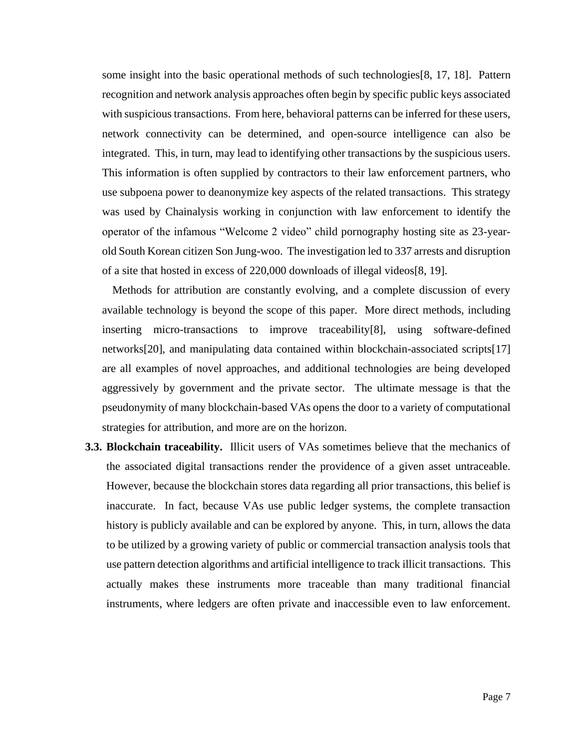some insight into the basic operational methods of such technologies[8, 17, 18]. Pattern recognition and network analysis approaches often begin by specific public keys associated with suspicious transactions. From here, behavioral patterns can be inferred for these users, network connectivity can be determined, and open-source intelligence can also be integrated. This, in turn, may lead to identifying other transactions by the suspicious users. This information is often supplied by contractors to their law enforcement partners, who use subpoena power to deanonymize key aspects of the related transactions. This strategy was used by Chainalysis working in conjunction with law enforcement to identify the operator of the infamous "Welcome 2 video" child pornography hosting site as 23-year-old South Korean citizen Son Jung-woo. The investigation led to 337 arrests and disruption of a site that hosted in excess of 220,000 downloads of illegal videos[8, 19].

Methods for attribution are constantly evolving, and a complete discussion of every available technology is beyond the scope of this paper. More direct methods, including inserting micro-transactions to improve traceability[8], using software-defined networks[20], and manipulating data contained within blockchain-associated scripts[17] are all examples of novel approaches, and additional technologies are being developed aggressively by government and the private sector. The ultimate message is that the pseudonymity of many blockchain-based VAs opens the door to a variety of computational strategies for attribution, and more are on the horizon.

**3.3. Blockchain traceability.** Illicit users of VAs sometimes believe that the mechanics of the associated digital transactions render the providence of a given asset untraceable. However, because the blockchain stores data regarding all prior transactions, this belief is inaccurate. In fact, because VAs use public ledger systems, the complete transaction history is publicly available and can be explored by anyone. This, in turn, allows the data to be utilized by a growing variety of public or commercial transaction analysis tools that use pattern detection algorithms and artificial intelligence to track illicit transactions. This actually makes these instruments more traceable than many traditional financial instruments, where ledgers are often private and inaccessible even to law enforcement.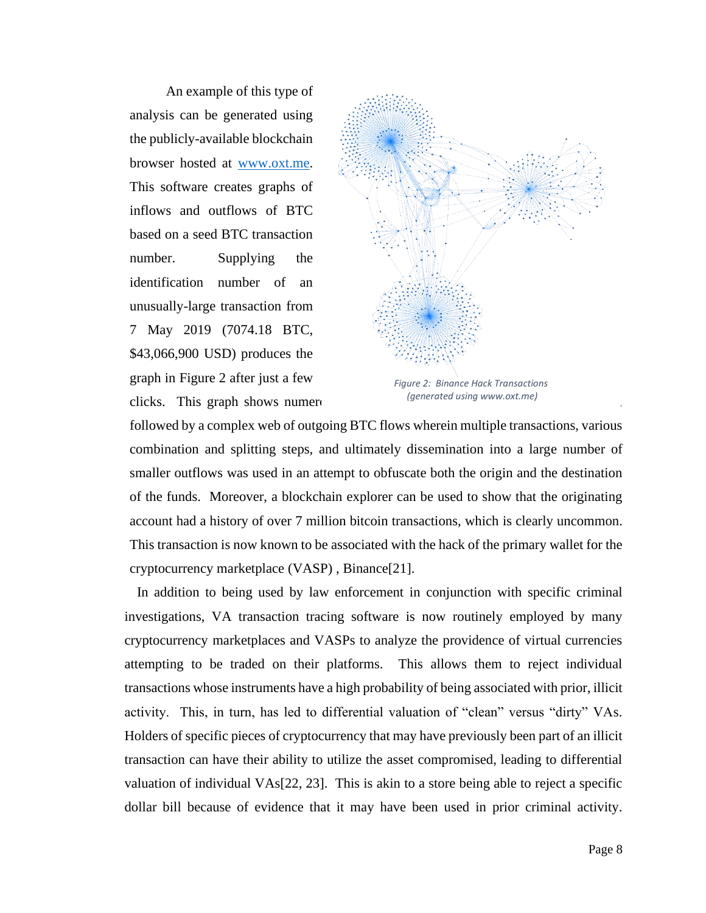An example of this type of analysis can be generated using the publicly-available blockchain browser hosted at [www.oxt.me](http://www.oxt.me). This software creates graphs of inflows and outflows of BTC based on a seed BTC transaction number. Supplying the identification number of an unusually-large transaction from 7 May 2019 (7074.18 BTC, $43,066,900 USD) produces the graph in Figure 2 after just a few clicks. This graph shows numer

*Figure 2: Binance Hack Transactions (generated using www.oxt.me)*

followed by a complex web of outgoing BTC flows wherein multiple transactions, various combination and splitting steps, and ultimately dissemination into a large number of smaller outflows was used in an attempt to obfuscate both the origin and the destination of the funds. Moreover, a blockchain explorer can be used to show that the originating account had a history of over 7 million bitcoin transactions, which is clearly uncommon. This transaction is now known to be associated with the hack of the primary wallet for the cryptocurrency marketplace (VASP) , Binance[21].

In addition to being used by law enforcement in conjunction with specific criminal investigations, VA transaction tracing software is now routinely employed by many cryptocurrency marketplaces and VASPs to analyze the providence of virtual currencies attempting to be traded on their platforms. This allows them to reject individual transactions whose instruments have a high probability of being associated with prior, illicit activity. This, in turn, has led to differential valuation of "clean" versus "dirty" VAs. Holders of specific pieces of cryptocurrency that may have previously been part of an illicit transaction can have their ability to utilize the asset compromised, leading to differential valuation of individual VAs[22, 23]. This is akin to a store being able to reject a specific dollar bill because of evidence that it may have been used in prior criminal activity.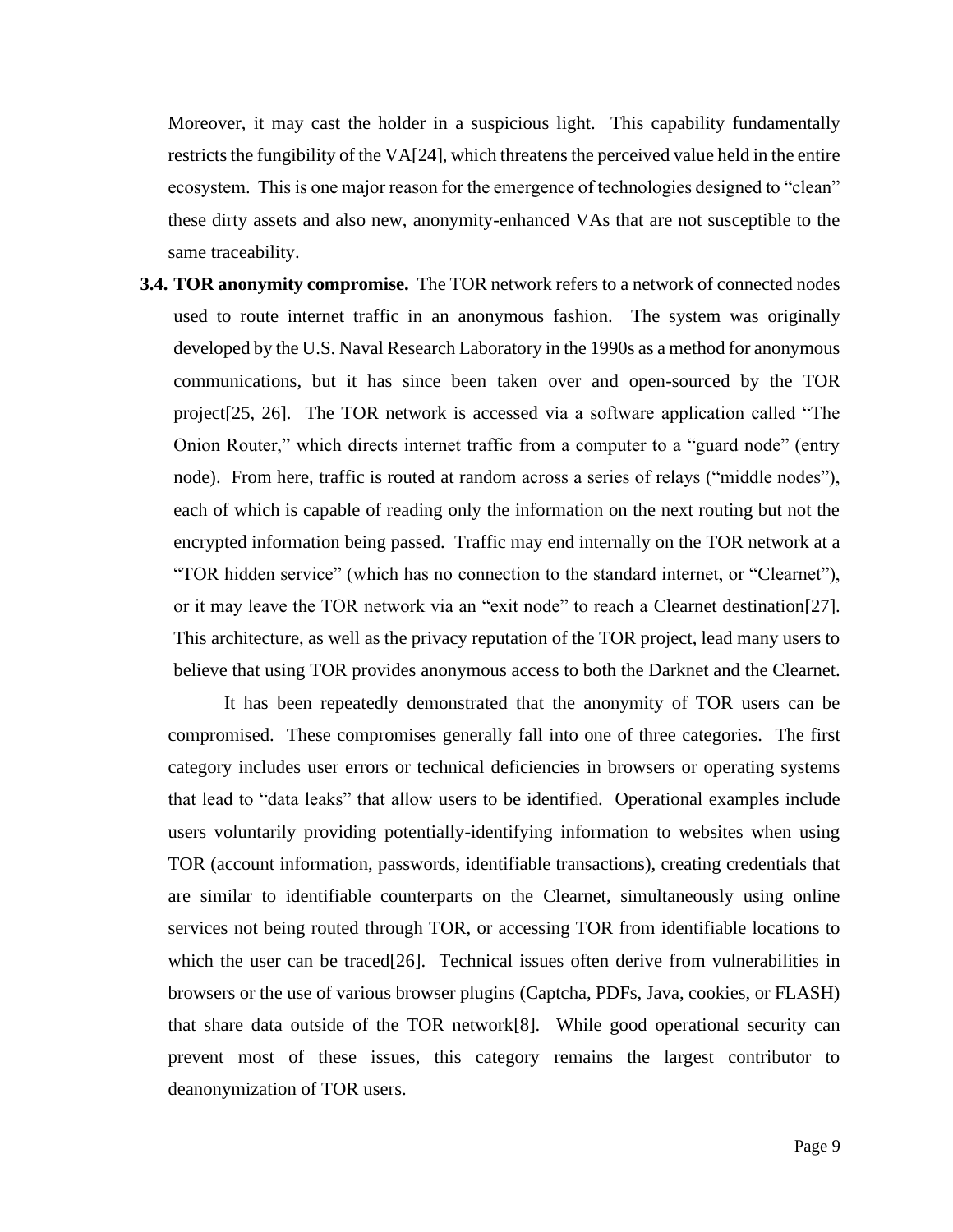Moreover, it may cast the holder in a suspicious light. This capability fundamentally restricts the fungibility of the VA[24], which threatens the perceived value held in the entire ecosystem. This is one major reason for the emergence of technologies designed to "clean" these dirty assets and also new, anonymity-enhanced VAs that are not susceptible to the same traceability.

**3.4. TOR anonymity compromise.** The TOR network refers to a network of connected nodes used to route internet traffic in an anonymous fashion. The system was originally developed by the U.S. Naval Research Laboratory in the 1990s as a method for anonymous communications, but it has since been taken over and open-sourced by the TOR project[25, 26]. The TOR network is accessed via a software application called "The Onion Router," which directs internet traffic from a computer to a "guard node" (entry node). From here, traffic is routed at random across a series of relays ("middle nodes"), each of which is capable of reading only the information on the next routing but not the encrypted information being passed. Traffic may end internally on the TOR network at a "TOR hidden service" (which has no connection to the standard internet, or "Clearnet"), or it may leave the TOR network via an "exit node" to reach a Clearnet destination[27]. This architecture, as well as the privacy reputation of the TOR project, lead many users to believe that using TOR provides anonymous access to both the Darknet and the Clearnet.

It has been repeatedly demonstrated that the anonymity of TOR users can be compromised. These compromises generally fall into one of three categories. The first category includes user errors or technical deficiencies in browsers or operating systems that lead to "data leaks" that allow users to be identified. Operational examples include users voluntarily providing potentially-identifying information to websites when using TOR (account information, passwords, identifiable transactions), creating credentials that are similar to identifiable counterparts on the Clearnet, simultaneously using online services not being routed through TOR, or accessing TOR from identifiable locations to which the user can be traced[26]. Technical issues often derive from vulnerabilities in browsers or the use of various browser plugins (Captcha, PDFs, Java, cookies, or FLASH) that share data outside of the TOR network[8]. While good operational security can prevent most of these issues, this category remains the largest contributor to deanonymization of TOR users.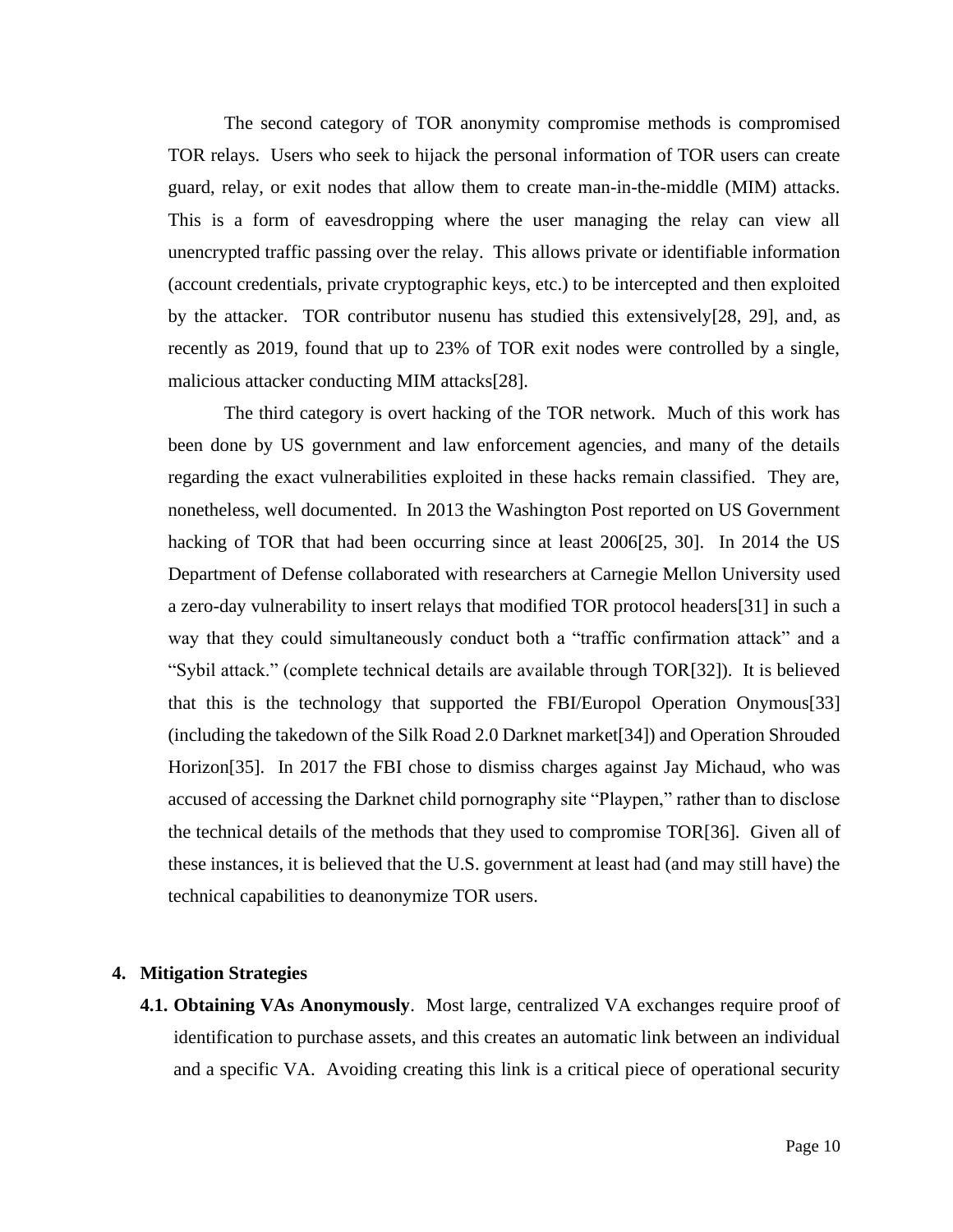The second category of TOR anonymity compromise methods is compromised TOR relays. Users who seek to hijack the personal information of TOR users can create guard, relay, or exit nodes that allow them to create man-in-the-middle (MIM) attacks. This is a form of eavesdropping where the user managing the relay can view all unencrypted traffic passing over the relay. This allows private or identifiable information (account credentials, private cryptographic keys, etc.) to be intercepted and then exploited by the attacker. TOR contributor nusenu has studied this extensively[28, 29], and, as recently as 2019, found that up to 23% of TOR exit nodes were controlled by a single, malicious attacker conducting MIM attacks[28].

The third category is overt hacking of the TOR network. Much of this work has been done by US government and law enforcement agencies, and many of the details regarding the exact vulnerabilities exploited in these hacks remain classified. They are, nonetheless, well documented. In 2013 the Washington Post reported on US Government hacking of TOR that had been occurring since at least 2006[25, 30]. In 2014 the US Department of Defense collaborated with researchers at Carnegie Mellon University used a zero-day vulnerability to insert relays that modified TOR protocol headers[31] in such a way that they could simultaneously conduct both a "traffic confirmation attack" and a "Sybil attack." (complete technical details are available through TOR[32]). It is believed that this is the technology that supported the FBI/Europol Operation Onymous[33] (including the takedown of the Silk Road 2.0 Darknet market[34]) and Operation Shrouded Horizon[35]. In 2017 the FBI chose to dismiss charges against Jay Michaud, who was accused of accessing the Darknet child pornography site "Playpen," rather than to disclose the technical details of the methods that they used to compromise TOR[36]. Given all of these instances, it is believed that the U.S. government at least had (and may still have) the technical capabilities to deanonymize TOR users.

## 4. Mitigation Strategies

**4.1. Obtaining VAs Anonymously**. Most large, centralized VA exchanges require proof of identification to purchase assets, and this creates an automatic link between an individual and a specific VA. Avoiding creating this link is a critical piece of operational security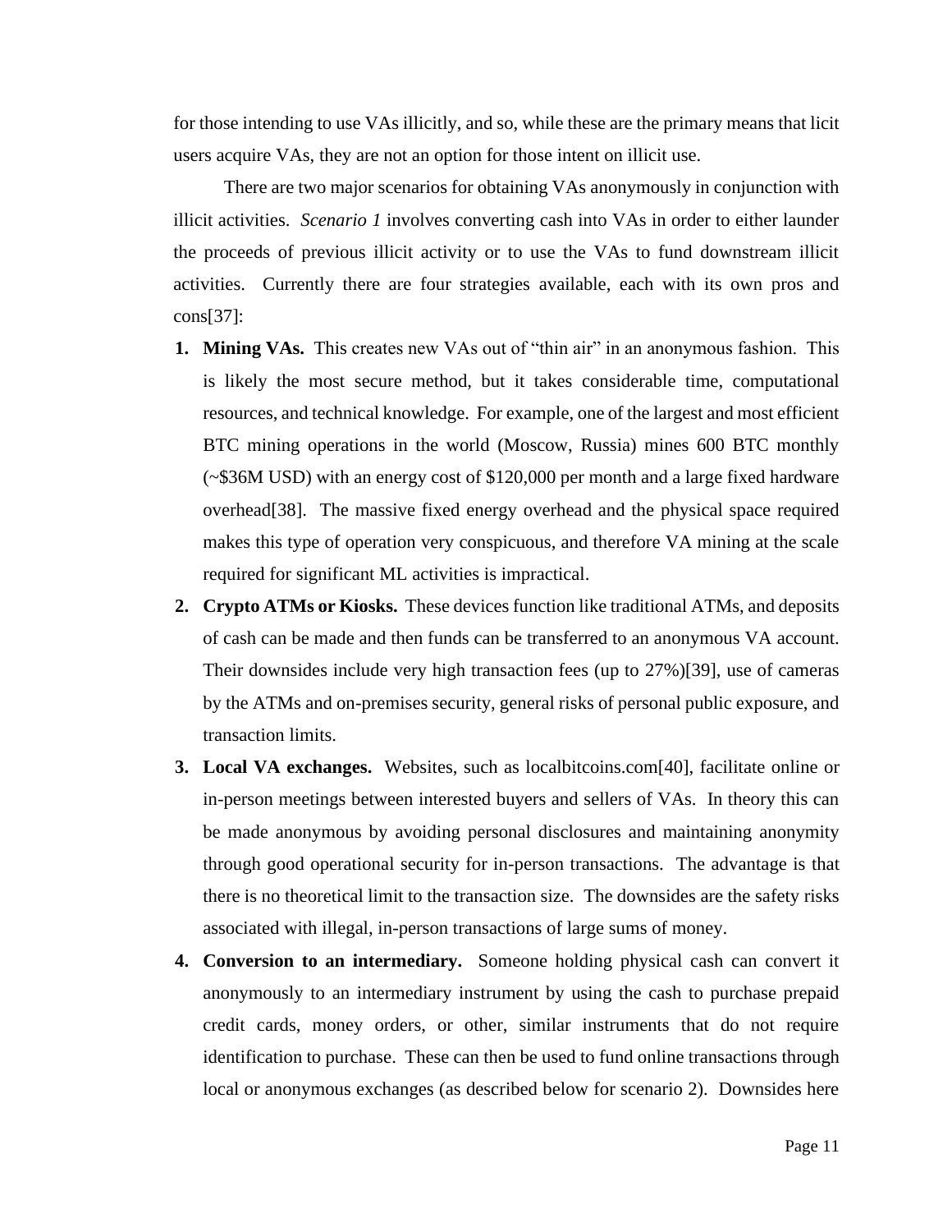for those intending to use VAs illicitly, and so, while these are the primary means that licit users acquire VAs, they are not an option for those intent on illicit use.

There are two major scenarios for obtaining VAs anonymously in conjunction with illicit activities. *Scenario 1* involves converting cash into VAs in order to either launder the proceeds of previous illicit activity or to use the VAs to fund downstream illicit activities. Currently there are four strategies available, each with its own pros and cons[37]:

1. **Mining VAs.** This creates new VAs out of "thin air" in an anonymous fashion. This is likely the most secure method, but it takes considerable time, computational resources, and technical knowledge. For example, one of the largest and most efficient BTC mining operations in the world (Moscow, Russia) mines 600 BTC monthly (~$36M USD) with an energy cost of $120,000 per month and a large fixed hardware overhead[38]. The massive fixed energy overhead and the physical space required makes this type of operation very conspicuous, and therefore VA mining at the scale required for significant ML activities is impractical.
2. **Crypto ATMs or Kiosks.** These devices function like traditional ATMs, and deposits of cash can be made and then funds can be transferred to an anonymous VA account. Their downsides include very high transaction fees (up to 27%)[39], use of cameras by the ATMs and on-premises security, general risks of personal public exposure, and transaction limits.
3. **Local VA exchanges.** Websites, such as localbitcoins.com[40], facilitate online or in-person meetings between interested buyers and sellers of VAs. In theory this can be made anonymous by avoiding personal disclosures and maintaining anonymity through good operational security for in-person transactions. The advantage is that there is no theoretical limit to the transaction size. The downsides are the safety risks associated with illegal, in-person transactions of large sums of money.
4. **Conversion to an intermediary.** Someone holding physical cash can convert it anonymously to an intermediary instrument by using the cash to purchase prepaid credit cards, money orders, or other, similar instruments that do not require identification to purchase. These can then be used to fund online transactions through local or anonymous exchanges (as described below for scenario 2). Downsides here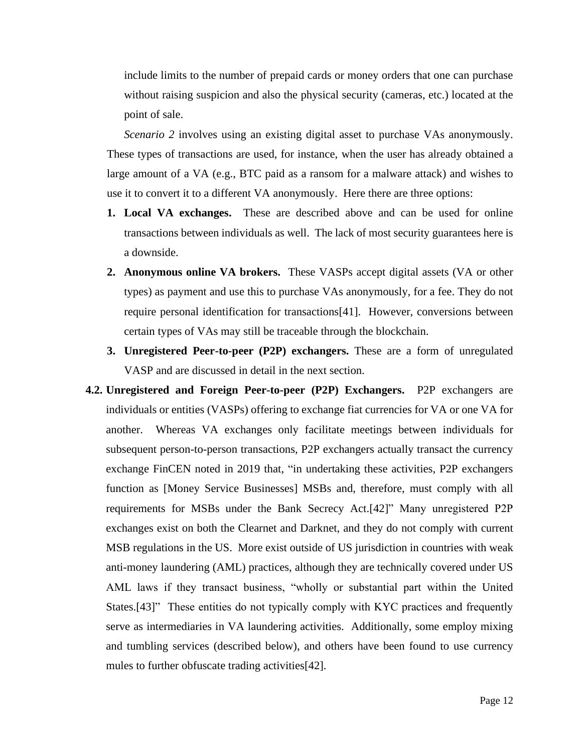include limits to the number of prepaid cards or money orders that one can purchase without raising suspicion and also the physical security (cameras, etc.) located at the point of sale.

*Scenario 2* involves using an existing digital asset to purchase VAs anonymously. These types of transactions are used, for instance, when the user has already obtained a large amount of a VA (e.g., BTC paid as a ransom for a malware attack) and wishes to use it to convert it to a different VA anonymously. Here there are three options:

1. **Local VA exchanges.** These are described above and can be used for online transactions between individuals as well. The lack of most security guarantees here is a downside.
2. **Anonymous online VA brokers.** These VASPs accept digital assets (VA or other types) as payment and use this to purchase VAs anonymously, for a fee. They do not require personal identification for transactions[41]. However, conversions between certain types of VAs may still be traceable through the blockchain.
3. **Unregistered Peer-to-peer (P2P) exchangers.** These are a form of unregulated VASP and are discussed in detail in the next section.

**4.2. Unregistered and Foreign Peer-to-peer (P2P) Exchangers.** P2P exchangers are individuals or entities (VASPs) offering to exchange fiat currencies for VA or one VA for another. Whereas VA exchanges only facilitate meetings between individuals for subsequent person-to-person transactions, P2P exchangers actually transact the currency exchange FinCEN noted in 2019 that, "in undertaking these activities, P2P exchangers function as [Money Service Businesses] MSBs and, therefore, must comply with all requirements for MSBs under the Bank Secrecy Act.[42]" Many unregistered P2P exchanges exist on both the Clearnet and Darknet, and they do not comply with current MSB regulations in the US. More exist outside of US jurisdiction in countries with weak anti-money laundering (AML) practices, although they are technically covered under US AML laws if they transact business, "wholly or substantial part within the United States.[43]" These entities do not typically comply with KYC practices and frequently serve as intermediaries in VA laundering activities. Additionally, some employ mixing and tumbling services (described below), and others have been found to use currency mules to further obfuscate trading activities[42].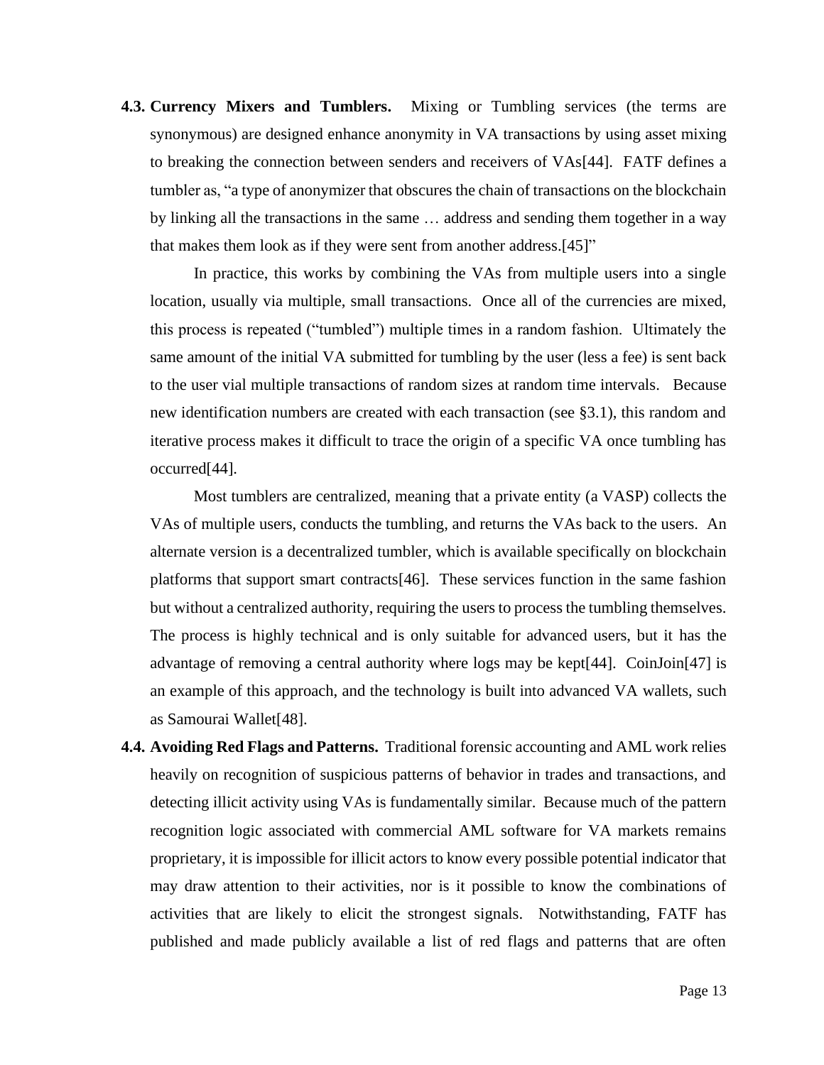**4.3. Currency Mixers and Tumblers.** Mixing or Tumbling services (the terms are synonymous) are designed enhance anonymity in VA transactions by using asset mixing to breaking the connection between senders and receivers of VAs[44]. FATF defines a tumbler as, "a type of anonymizer that obscures the chain of transactions on the blockchain by linking all the transactions in the same … address and sending them together in a way that makes them look as if they were sent from another address.[45]"

In practice, this works by combining the VAs from multiple users into a single location, usually via multiple, small transactions. Once all of the currencies are mixed, this process is repeated ("tumbled") multiple times in a random fashion. Ultimately the same amount of the initial VA submitted for tumbling by the user (less a fee) is sent back to the user vial multiple transactions of random sizes at random time intervals. Because new identification numbers are created with each transaction (see §3.1), this random and iterative process makes it difficult to trace the origin of a specific VA once tumbling has occurred[44].

Most tumblers are centralized, meaning that a private entity (a VASP) collects the VAs of multiple users, conducts the tumbling, and returns the VAs back to the users. An alternate version is a decentralized tumbler, which is available specifically on blockchain platforms that support smart contracts[46]. These services function in the same fashion but without a centralized authority, requiring the users to process the tumbling themselves. The process is highly technical and is only suitable for advanced users, but it has the advantage of removing a central authority where logs may be kept[44]. CoinJoin[47] is an example of this approach, and the technology is built into advanced VA wallets, such as Samourai Wallet[48].

**4.4. Avoiding Red Flags and Patterns.** Traditional forensic accounting and AML work relies heavily on recognition of suspicious patterns of behavior in trades and transactions, and detecting illicit activity using VAs is fundamentally similar. Because much of the pattern recognition logic associated with commercial AML software for VA markets remains proprietary, it is impossible for illicit actors to know every possible potential indicator that may draw attention to their activities, nor is it possible to know the combinations of activities that are likely to elicit the strongest signals. Notwithstanding, FATF has published and made publicly available a list of red flags and patterns that are often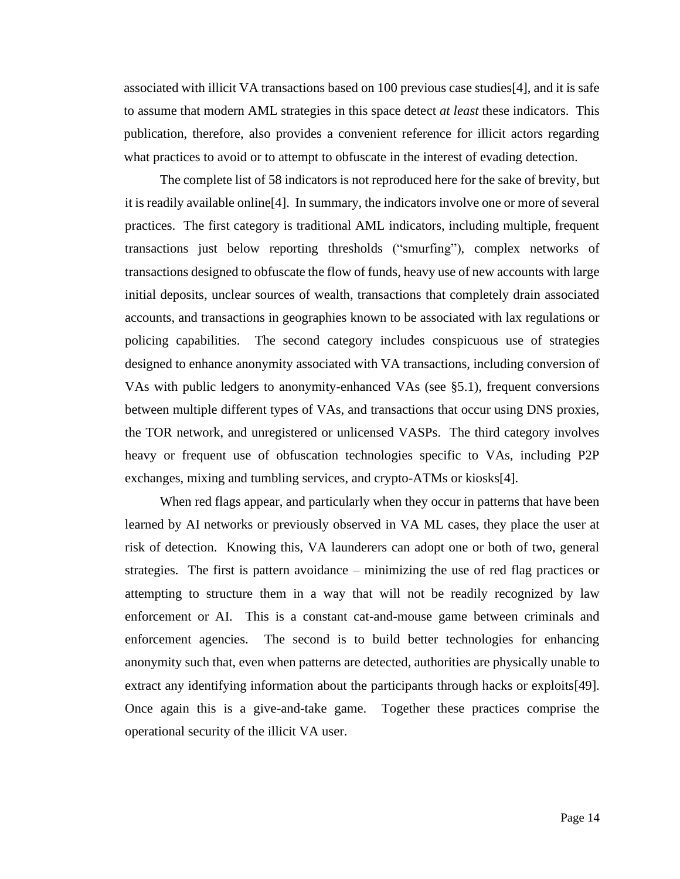associated with illicit VA transactions based on 100 previous case studies[4], and it is safe to assume that modern AML strategies in this space detect *at least* these indicators. This publication, therefore, also provides a convenient reference for illicit actors regarding what practices to avoid or to attempt to obfuscate in the interest of evading detection.

The complete list of 58 indicators is not reproduced here for the sake of brevity, but it is readily available online[4]. In summary, the indicators involve one or more of several practices. The first category is traditional AML indicators, including multiple, frequent transactions just below reporting thresholds ("smurfing"), complex networks of transactions designed to obfuscate the flow of funds, heavy use of new accounts with large initial deposits, unclear sources of wealth, transactions that completely drain associated accounts, and transactions in geographies known to be associated with lax regulations or policing capabilities. The second category includes conspicuous use of strategies designed to enhance anonymity associated with VA transactions, including conversion of VAs with public ledgers to anonymity-enhanced VAs (see §5.1), frequent conversions between multiple different types of VAs, and transactions that occur using DNS proxies, the TOR network, and unregistered or unlicensed VASPs. The third category involves heavy or frequent use of obfuscation technologies specific to VAs, including P2P exchanges, mixing and tumbling services, and crypto-ATMs or kiosks[4].

When red flags appear, and particularly when they occur in patterns that have been learned by AI networks or previously observed in VA ML cases, they place the user at risk of detection. Knowing this, VA launderers can adopt one or both of two, general strategies. The first is pattern avoidance – minimizing the use of red flag practices or attempting to structure them in a way that will not be readily recognized by law enforcement or AI. This is a constant cat-and-mouse game between criminals and enforcement agencies. The second is to build better technologies for enhancing anonymity such that, even when patterns are detected, authorities are physically unable to extract any identifying information about the participants through hacks or exploits[49]. Once again this is a give-and-take game. Together these practices comprise the operational security of the illicit VA user.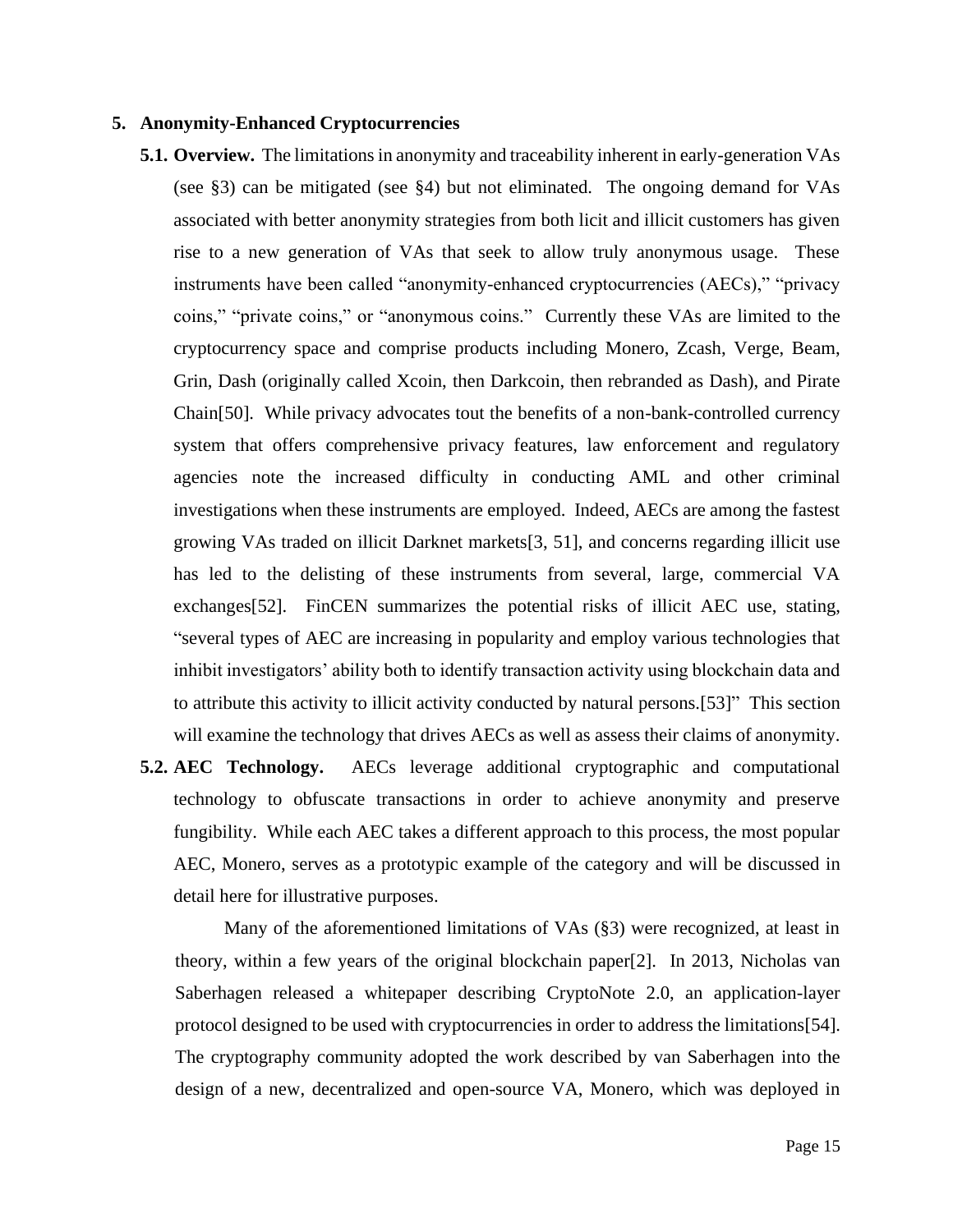## 5. Anonymity-Enhanced Cryptocurrencies

**5.1. Overview.** The limitations in anonymity and traceability inherent in early-generation VAs (see §3) can be mitigated (see §4) but not eliminated. The ongoing demand for VAs associated with better anonymity strategies from both licit and illicit customers has given rise to a new generation of VAs that seek to allow truly anonymous usage. These instruments have been called "anonymity-enhanced cryptocurrencies (AECs)," "privacy coins," "private coins," or "anonymous coins." Currently these VAs are limited to the cryptocurrency space and comprise products including Monero, Zcash, Verge, Beam, Grin, Dash (originally called Xcoin, then Darkcoin, then rebranded as Dash), and Pirate Chain[50]. While privacy advocates tout the benefits of a non-bank-controlled currency system that offers comprehensive privacy features, law enforcement and regulatory agencies note the increased difficulty in conducting AML and other criminal investigations when these instruments are employed. Indeed, AECs are among the fastest growing VAs traded on illicit Darknet markets[3, 51], and concerns regarding illicit use has led to the delisting of these instruments from several, large, commercial VA exchanges[52]. FinCEN summarizes the potential risks of illicit AEC use, stating, "several types of AEC are increasing in popularity and employ various technologies that inhibit investigators' ability both to identify transaction activity using blockchain data and to attribute this activity to illicit activity conducted by natural persons.[53]" This section will examine the technology that drives AECs as well as assess their claims of anonymity.

**5.2. AEC Technology.** AECs leverage additional cryptographic and computational technology to obfuscate transactions in order to achieve anonymity and preserve fungibility. While each AEC takes a different approach to this process, the most popular AEC, Monero, serves as a prototypic example of the category and will be discussed in detail here for illustrative purposes.

Many of the aforementioned limitations of VAs (§3) were recognized, at least in theory, within a few years of the original blockchain paper[2]. In 2013, Nicholas van Saberhagen released a whitepaper describing CryptoNote 2.0, an application-layer protocol designed to be used with cryptocurrencies in order to address the limitations[54]. The cryptography community adopted the work described by van Saberhagen into the design of a new, decentralized and open-source VA, Monero, which was deployed in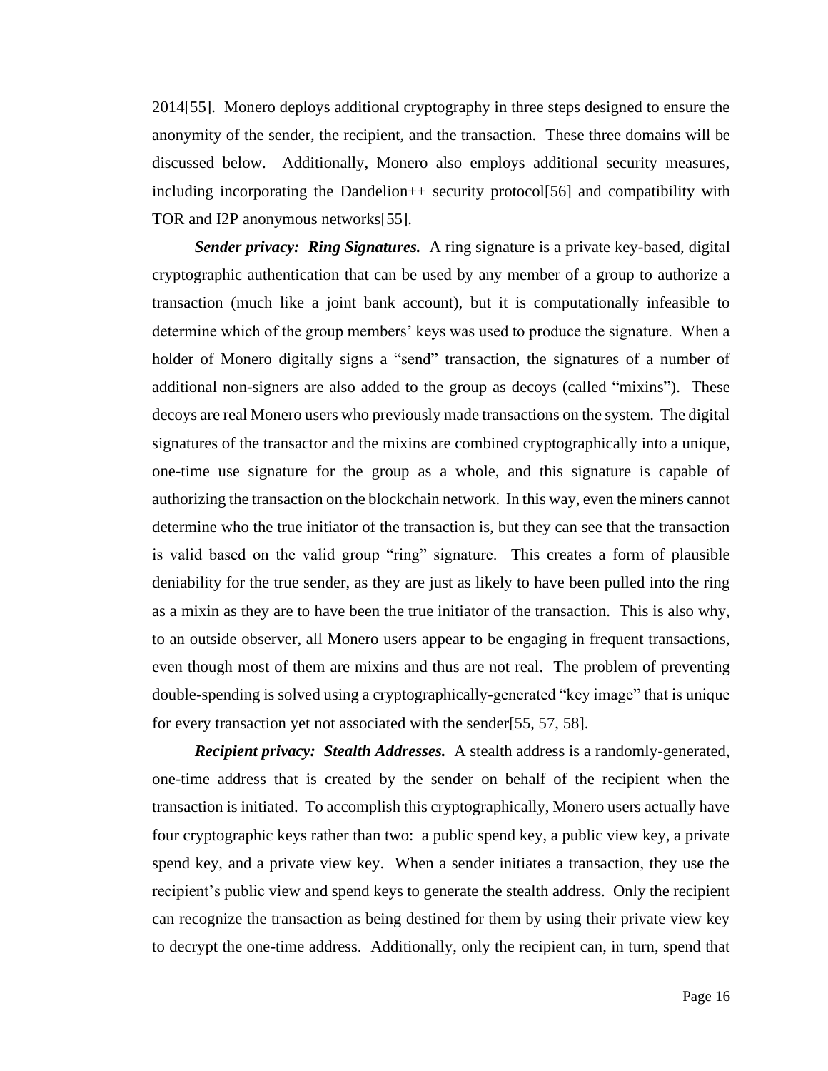2014[55]. Monero deploys additional cryptography in three steps designed to ensure the anonymity of the sender, the recipient, and the transaction. These three domains will be discussed below. Additionally, Monero also employs additional security measures, including incorporating the Dandelion++ security protocol[56] and compatibility with TOR and I2P anonymous networks[55].

***Sender privacy: Ring Signatures.*** A ring signature is a private key-based, digital cryptographic authentication that can be used by any member of a group to authorize a transaction (much like a joint bank account), but it is computationally infeasible to determine which of the group members' keys was used to produce the signature. When a holder of Monero digitally signs a "send" transaction, the signatures of a number of additional non-signers are also added to the group as decoys (called "mixins"). These decoys are real Monero users who previously made transactions on the system. The digital signatures of the transactor and the mixins are combined cryptographically into a unique, one-time use signature for the group as a whole, and this signature is capable of authorizing the transaction on the blockchain network. In this way, even the miners cannot determine who the true initiator of the transaction is, but they can see that the transaction is valid based on the valid group "ring" signature. This creates a form of plausible deniability for the true sender, as they are just as likely to have been pulled into the ring as a mixin as they are to have been the true initiator of the transaction. This is also why, to an outside observer, all Monero users appear to be engaging in frequent transactions, even though most of them are mixins and thus are not real. The problem of preventing double-spending is solved using a cryptographically-generated "key image" that is unique for every transaction yet not associated with the sender[55, 57, 58].

***Recipient privacy: Stealth Addresses.*** A stealth address is a randomly-generated, one-time address that is created by the sender on behalf of the recipient when the transaction is initiated. To accomplish this cryptographically, Monero users actually have four cryptographic keys rather than two: a public spend key, a public view key, a private spend key, and a private view key. When a sender initiates a transaction, they use the recipient's public view and spend keys to generate the stealth address. Only the recipient can recognize the transaction as being destined for them by using their private view key to decrypt the one-time address. Additionally, only the recipient can, in turn, spend that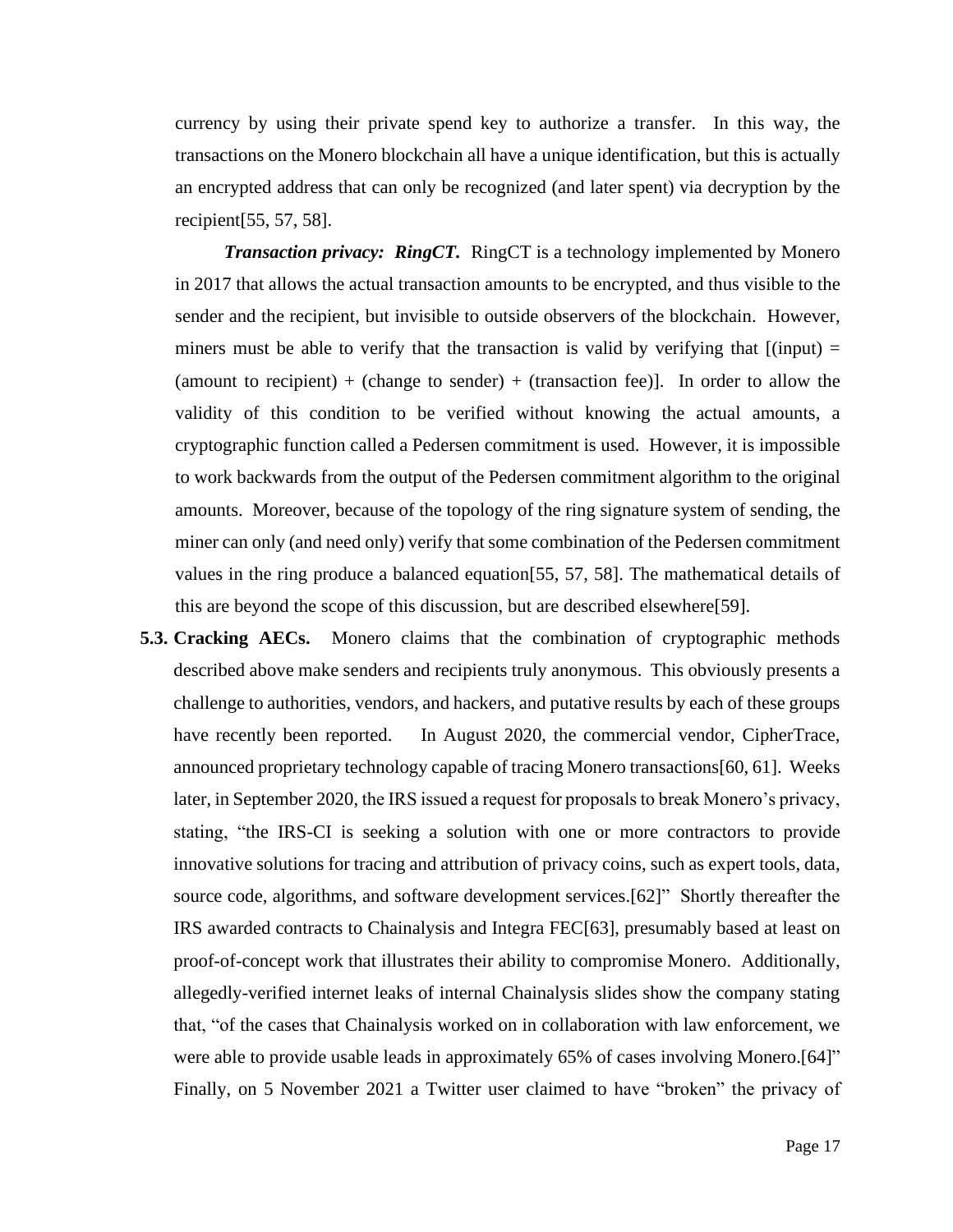currency by using their private spend key to authorize a transfer. In this way, the transactions on the Monero blockchain all have a unique identification, but this is actually an encrypted address that can only be recognized (and later spent) via decryption by the recipient[55, 57, 58].

***Transaction privacy: RingCT.*** RingCT is a technology implemented by Monero in 2017 that allows the actual transaction amounts to be encrypted, and thus visible to the sender and the recipient, but invisible to outside observers of the blockchain. However, miners must be able to verify that the transaction is valid by verifying that [(input) = (amount to recipient) + (change to sender) + (transaction fee)]. In order to allow the validity of this condition to be verified without knowing the actual amounts, a cryptographic function called a Pedersen commitment is used. However, it is impossible to work backwards from the output of the Pedersen commitment algorithm to the original amounts. Moreover, because of the topology of the ring signature system of sending, the miner can only (and need only) verify that some combination of the Pedersen commitment values in the ring produce a balanced equation[55, 57, 58]. The mathematical details of this are beyond the scope of this discussion, but are described elsewhere[59].

**5.3. Cracking AECs.** Monero claims that the combination of cryptographic methods described above make senders and recipients truly anonymous. This obviously presents a challenge to authorities, vendors, and hackers, and putative results by each of these groups have recently been reported. In August 2020, the commercial vendor, CipherTrace, announced proprietary technology capable of tracing Monero transactions[60, 61]. Weeks later, in September 2020, the IRS issued a request for proposals to break Monero's privacy, stating, "the IRS-CI is seeking a solution with one or more contractors to provide innovative solutions for tracing and attribution of privacy coins, such as expert tools, data, source code, algorithms, and software development services.[62]" Shortly thereafter the IRS awarded contracts to Chainalysis and Integra FEC[63], presumably based at least on proof-of-concept work that illustrates their ability to compromise Monero. Additionally, allegedly-verified internet leaks of internal Chainalysis slides show the company stating that, "of the cases that Chainalysis worked on in collaboration with law enforcement, we were able to provide usable leads in approximately 65% of cases involving Monero.[64]" Finally, on 5 November 2021 a Twitter user claimed to have "broken" the privacy of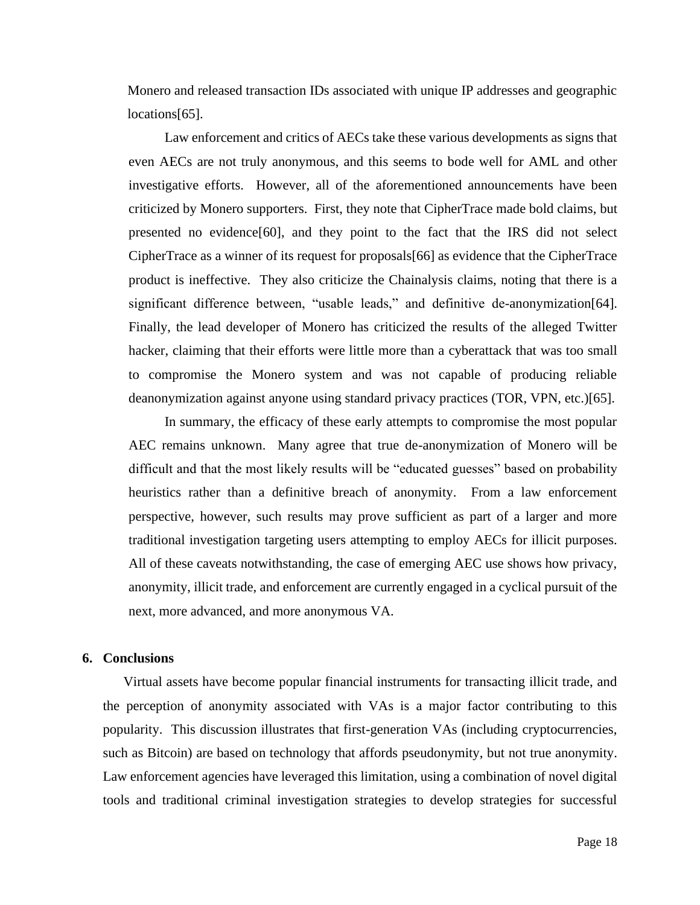Monero and released transaction IDs associated with unique IP addresses and geographic locations[65].

Law enforcement and critics of AECs take these various developments as signs that even AECs are not truly anonymous, and this seems to bode well for AML and other investigative efforts. However, all of the aforementioned announcements have been criticized by Monero supporters. First, they note that CipherTrace made bold claims, but presented no evidence[60], and they point to the fact that the IRS did not select CipherTrace as a winner of its request for proposals[66] as evidence that the CipherTrace product is ineffective. They also criticize the Chainalysis claims, noting that there is a significant difference between, "usable leads," and definitive de-anonymization[64]. Finally, the lead developer of Monero has criticized the results of the alleged Twitter hacker, claiming that their efforts were little more than a cyberattack that was too small to compromise the Monero system and was not capable of producing reliable deanonymization against anyone using standard privacy practices (TOR, VPN, etc.)[65].

In summary, the efficacy of these early attempts to compromise the most popular AEC remains unknown. Many agree that true de-anonymization of Monero will be difficult and that the most likely results will be "educated guesses" based on probability heuristics rather than a definitive breach of anonymity. From a law enforcement perspective, however, such results may prove sufficient as part of a larger and more traditional investigation targeting users attempting to employ AECs for illicit purposes. All of these caveats notwithstanding, the case of emerging AEC use shows how privacy, anonymity, illicit trade, and enforcement are currently engaged in a cyclical pursuit of the next, more advanced, and more anonymous VA.

## 6. Conclusions

Virtual assets have become popular financial instruments for transacting illicit trade, and the perception of anonymity associated with VAs is a major factor contributing to this popularity. This discussion illustrates that first-generation VAs (including cryptocurrencies, such as Bitcoin) are based on technology that affords pseudonymity, but not true anonymity. Law enforcement agencies have leveraged this limitation, using a combination of novel digital tools and traditional criminal investigation strategies to develop strategies for successful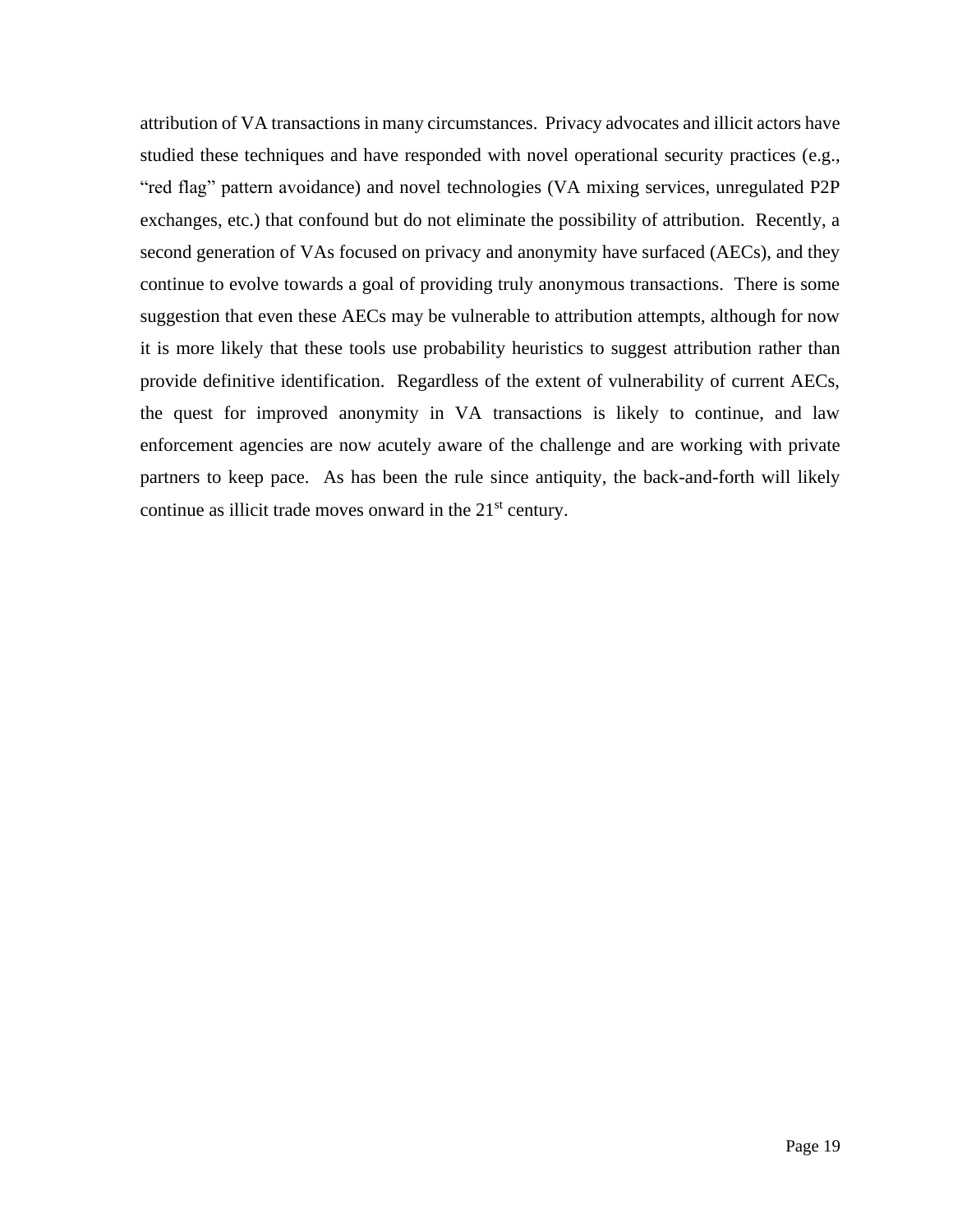attribution of VA transactions in many circumstances. Privacy advocates and illicit actors have studied these techniques and have responded with novel operational security practices (e.g., "red flag" pattern avoidance) and novel technologies (VA mixing services, unregulated P2P exchanges, etc.) that confound but do not eliminate the possibility of attribution. Recently, a second generation of VAs focused on privacy and anonymity have surfaced (AECs), and they continue to evolve towards a goal of providing truly anonymous transactions. There is some suggestion that even these AECs may be vulnerable to attribution attempts, although for now it is more likely that these tools use probability heuristics to suggest attribution rather than provide definitive identification. Regardless of the extent of vulnerability of current AECs, the quest for improved anonymity in VA transactions is likely to continue, and law enforcement agencies are now acutely aware of the challenge and are working with private partners to keep pace. As has been the rule since antiquity, the back-and-forth will likely continue as illicit trade moves onward in the 21st century.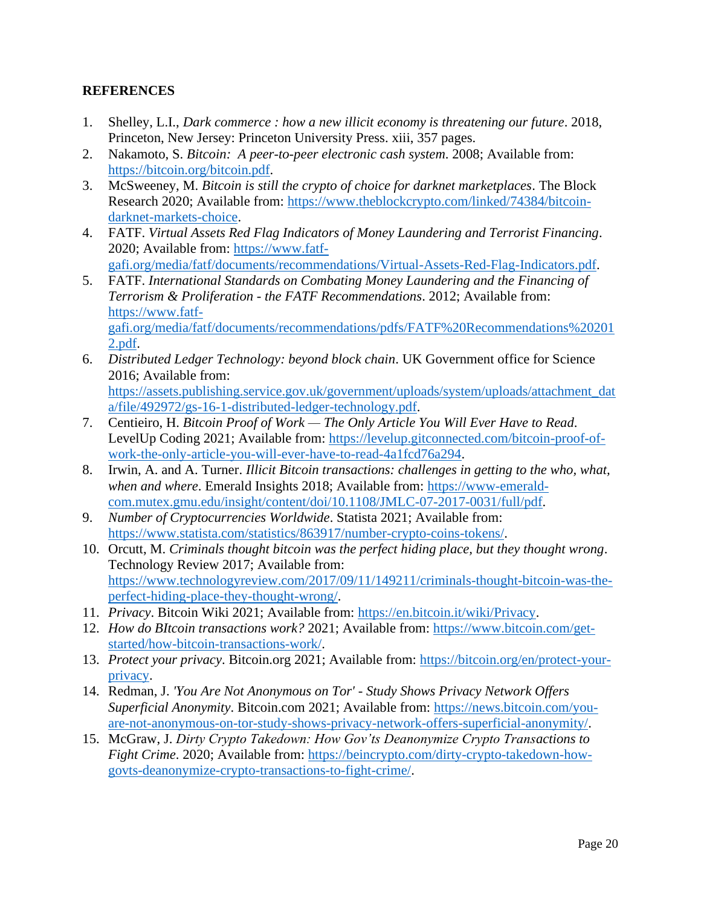**REFERENCES**

1. Shelley, L.I., *Dark commerce : how a new illicit economy is threatening our future*. 2018, Princeton, New Jersey: Princeton University Press. xiii, 357 pages.
2. Nakamoto, S. *Bitcoin: A peer-to-peer electronic cash system*. 2008; Available from: https://bitcoin.org/bitcoin.pdf.
3. McSweeney, M. *Bitcoin is still the crypto of choice for darknet marketplaces*. The Block Research 2020; Available from: https://www.theblockcrypto.com/linked/74384/bitcoin-darknet-markets-choice.
4. FATF. *Virtual Assets Red Flag Indicators of Money Laundering and Terrorist Financing*. 2020; Available from: https://www.fatf-gafi.org/media/fatf/documents/recommendations/Virtual-Assets-Red-Flag-Indicators.pdf.
5. FATF. *International Standards on Combating Money Laundering and the Financing of Terrorism & Proliferation - the FATF Recommendations*. 2012; Available from: https://www.fatf-gafi.org/media/fatf/documents/recommendations/pdfs/FATF%20Recommendations%202012.pdf.
6. *Distributed Ledger Technology: beyond block chain*. UK Government office for Science 2016; Available from: https://assets.publishing.service.gov.uk/government/uploads/system/uploads/attachment_data/file/492972/gs-16-1-distributed-ledger-technology.pdf.
7. Centieiro, H. *Bitcoin Proof of Work — The Only Article You Will Ever Have to Read*. LevelUp Coding 2021; Available from: https://levelup.gitconnected.com/bitcoin-proof-of-work-the-only-article-you-will-ever-have-to-read-4a1fcd76a294.
8. Irwin, A. and A. Turner. *Illicit Bitcoin transactions: challenges in getting to the who, what, when and where*. Emerald Insights 2018; Available from: https://www-emerald-com.mutex.gmu.edu/insight/content/doi/10.1108/JMLC-07-2017-0031/full/pdf.
9. *Number of Cryptocurrencies Worldwide*. Statista 2021; Available from: https://www.statista.com/statistics/863917/number-crypto-coins-tokens/.
10. Orcutt, M. *Criminals thought bitcoin was the perfect hiding place, but they thought wrong*. Technology Review 2017; Available from: https://www.technologyreview.com/2017/09/11/149211/criminals-thought-bitcoin-was-the-perfect-hiding-place-they-thought-wrong/.
11. *Privacy*. Bitcoin Wiki 2021; Available from: https://en.bitcoin.it/wiki/Privacy.
12. *How do BItcoin transactions work?* 2021; Available from: https://www.bitcoin.com/get-started/how-bitcoin-transactions-work/.
13. *Protect your privacy*. Bitcoin.org 2021; Available from: https://bitcoin.org/en/protect-your-privacy.
14. Redman, J. *'You Are Not Anonymous on Tor' - Study Shows Privacy Network Offers Superficial Anonymity*. Bitcoin.com 2021; Available from: https://news.bitcoin.com/you-are-not-anonymous-on-tor-study-shows-privacy-network-offers-superficial-anonymity/.
15. McGraw, J. *Dirty Crypto Takedown: How Gov'ts Deanonymize Crypto Transactions to Fight Crime*. 2020; Available from: https://beincrypto.com/dirty-crypto-takedown-how-govts-deanonymize-crypto-transactions-to-fight-crime/.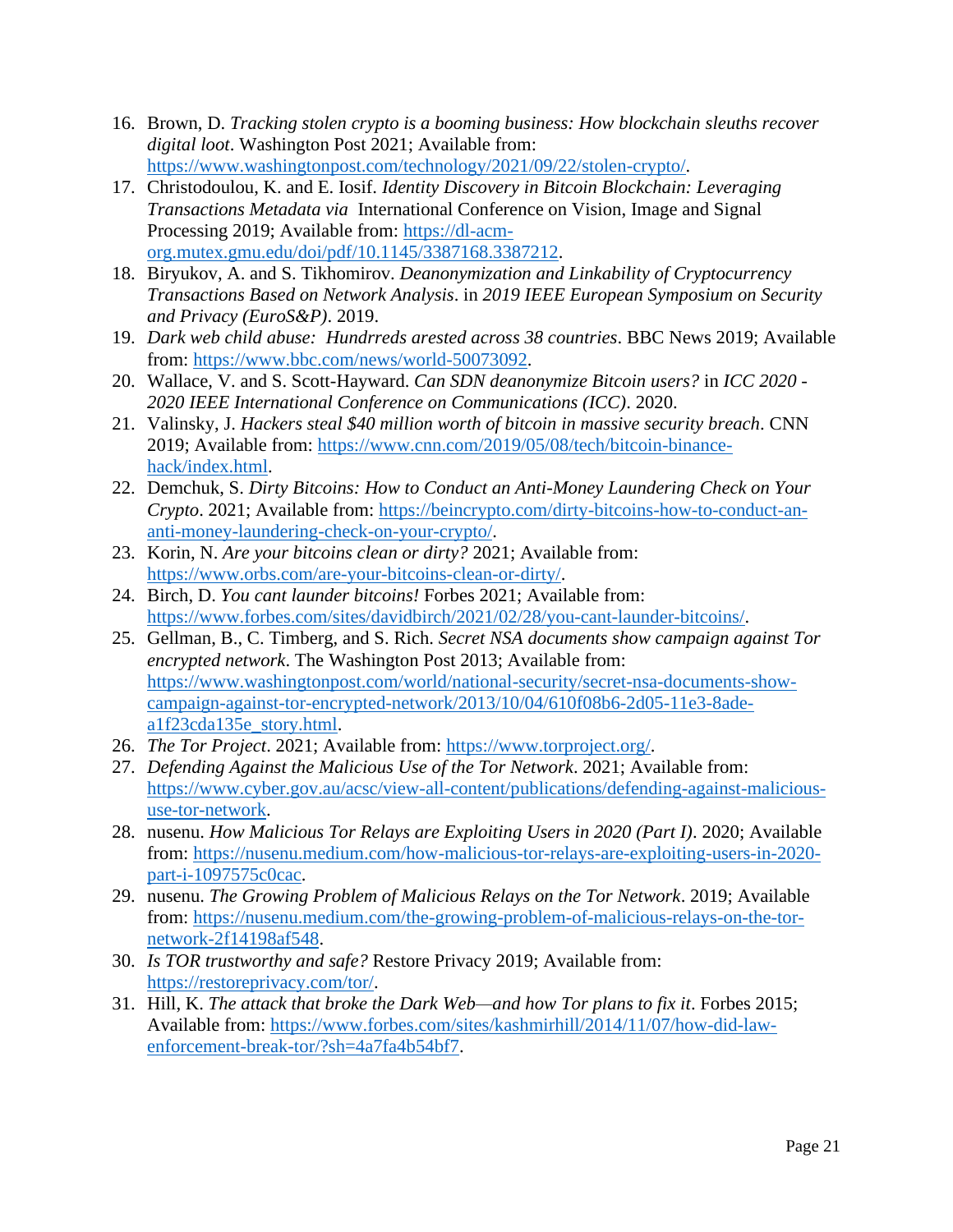16. Brown, D. *Tracking stolen crypto is a booming business: How blockchain sleuths recover digital loot*. Washington Post 2021; Available from: https://www.washingtonpost.com/technology/2021/09/22/stolen-crypto/.
17. Christodoulou, K. and E. Iosif. *Identity Discovery in Bitcoin Blockchain: Leveraging Transactions Metadata via* International Conference on Vision, Image and Signal Processing 2019; Available from: https://dl-acm-org.mutex.gmu.edu/doi/pdf/10.1145/3387168.3387212.
18. Biryukov, A. and S. Tikhomirov. *Deanonymization and Linkability of Cryptocurrency Transactions Based on Network Analysis*. in *2019 IEEE European Symposium on Security and Privacy (EuroS&P)*. 2019.
19. *Dark web child abuse: Hundrreds arested across 38 countries*. BBC News 2019; Available from: https://www.bbc.com/news/world-50073092.
20. Wallace, V. and S. Scott-Hayward. *Can SDN deanonymize Bitcoin users?* in *ICC 2020 - 2020 IEEE International Conference on Communications (ICC)*. 2020.
21. Valinsky, J. *Hackers steal $40 million worth of bitcoin in massive security breach*. CNN 2019; Available from: https://www.cnn.com/2019/05/08/tech/bitcoin-binance-hack/index.html.
22. Demchuk, S. *Dirty Bitcoins: How to Conduct an Anti-Money Laundering Check on Your Crypto*. 2021; Available from: https://beincrypto.com/dirty-bitcoins-how-to-conduct-an-anti-money-laundering-check-on-your-crypto/.
23. Korin, N. *Are your bitcoins clean or dirty?* 2021; Available from: https://www.orbs.com/are-your-bitcoins-clean-or-dirty/.
24. Birch, D. *You cant launder bitcoins!* Forbes 2021; Available from: https://www.forbes.com/sites/davidbirch/2021/02/28/you-cant-launder-bitcoins/.
25. Gellman, B., C. Timberg, and S. Rich. *Secret NSA documents show campaign against Tor encrypted network*. The Washington Post 2013; Available from: https://www.washingtonpost.com/world/national-security/secret-nsa-documents-show-campaign-against-tor-encrypted-network/2013/10/04/610f08b6-2d05-11e3-8ade-a1f23cda135e_story.html.
26. *The Tor Project*. 2021; Available from: https://www.torproject.org/.
27. *Defending Against the Malicious Use of the Tor Network*. 2021; Available from: https://www.cyber.gov.au/acsc/view-all-content/publications/defending-against-malicious-use-tor-network.
28. nusenu. *How Malicious Tor Relays are Exploiting Users in 2020 (Part I)*. 2020; Available from: https://nusenu.medium.com/how-malicious-tor-relays-are-exploiting-users-in-2020-part-i-1097575c0cac.
29. nusenu. *The Growing Problem of Malicious Relays on the Tor Network*. 2019; Available from: https://nusenu.medium.com/the-growing-problem-of-malicious-relays-on-the-tor-network-2f14198af548.
30. *Is TOR trustworthy and safe?* Restore Privacy 2019; Available from: https://restoreprivacy.com/tor/.
31. Hill, K. *The attack that broke the Dark Web—and how Tor plans to fix it*. Forbes 2015; Available from: https://www.forbes.com/sites/kashmirhill/2014/11/07/how-did-law-enforcement-break-tor/?sh=4a7fa4b54bf7.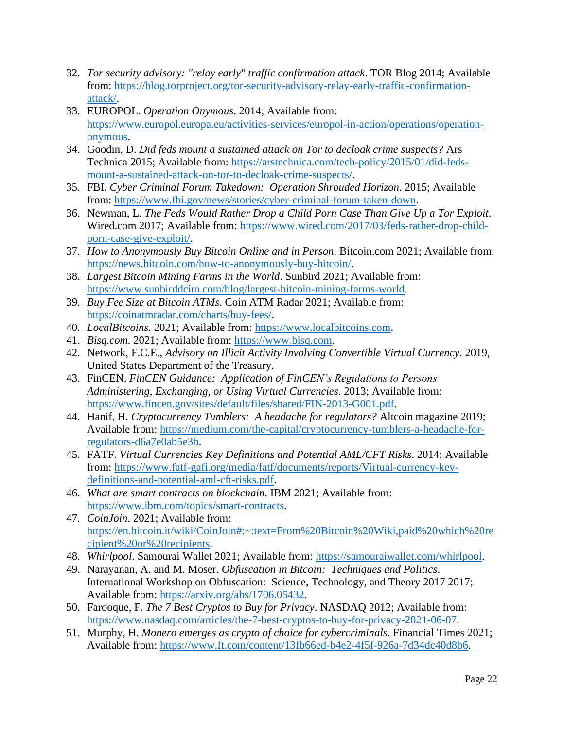32. *Tor security advisory: "relay early" traffic confirmation attack*. TOR Blog 2014; Available from: https://blog.torproject.org/tor-security-advisory-relay-early-traffic-confirmation-attack/.
33. EUROPOL. *Operation Onymous*. 2014; Available from: https://www.europol.europa.eu/activities-services/europol-in-action/operations/operation-onymous.
34. Goodin, D. *Did feds mount a sustained attack on Tor to decloak crime suspects?* Ars Technica 2015; Available from: https://arstechnica.com/tech-policy/2015/01/did-feds-mount-a-sustained-attack-on-tor-to-decloak-crime-suspects/.
35. FBI. *Cyber Criminal Forum Takedown: Operation Shrouded Horizon*. 2015; Available from: https://www.fbi.gov/news/stories/cyber-criminal-forum-taken-down.
36. Newman, L. *The Feds Would Rather Drop a Child Porn Case Than Give Up a Tor Exploit*. Wired.com 2017; Available from: https://www.wired.com/2017/03/feds-rather-drop-child-porn-case-give-exploit/.
37. *How to Anonymously Buy Bitcoin Online and in Person*. Bitcoin.com 2021; Available from: https://news.bitcoin.com/how-to-anonymously-buy-bitcoin/.
38. *Largest Bitcoin Mining Farms in the World*. Sunbird 2021; Available from: https://www.sunbirddcim.com/blog/largest-bitcoin-mining-farms-world.
39. *Buy Fee Size at Bitcoin ATMs*. Coin ATM Radar 2021; Available from: https://coinatmradar.com/charts/buy-fees/.
40. *LocalBitcoins*. 2021; Available from: https://www.localbitcoins.com.
41. *Bisq.com*. 2021; Available from: https://www.bisq.com.
42. Network, F.C.E., *Advisory on Illicit Activity Involving Convertible Virtual Currency*. 2019, United States Department of the Treasury.
43. FinCEN. *FinCEN Guidance: Application of FinCEN's Regulations to Persons Administering, Exchanging, or Using Virtual Currencies*. 2013; Available from: https://www.fincen.gov/sites/default/files/shared/FIN-2013-G001.pdf.
44. Hanif, H. *Cryptocurrency Tumblers: A headache for regulators?* Altcoin magazine 2019; Available from: https://medium.com/the-capital/cryptocurrency-tumblers-a-headache-for-regulators-d6a7e0ab5e3b.
45. FATF. *Virtual Currencies Key Definitions and Potential AML/CFT Risks*. 2014; Available from: https://www.fatf-gafi.org/media/fatf/documents/reports/Virtual-currency-key-definitions-and-potential-aml-cft-risks.pdf.
46. *What are smart contracts on blockchain*. IBM 2021; Available from: https://www.ibm.com/topics/smart-contracts.
47. *CoinJoin*. 2021; Available from: https://en.bitcoin.it/wiki/CoinJoin#:~:text=From%20Bitcoin%20Wiki,paid%20which%20recipient%20or%20recipients.
48. *Whirlpool*. Samourai Wallet 2021; Available from: https://samouraiwallet.com/whirlpool.
49. Narayanan, A. and M. Moser. *Obfuscation in Bitcoin: Techniques and Politics*. International Workshop on Obfuscation: Science, Technology, and Theory 2017 2017; Available from: https://arxiv.org/abs/1706.05432.
50. Farooque, F. *The 7 Best Cryptos to Buy for Privacy*. NASDAQ 2012; Available from: https://www.nasdaq.com/articles/the-7-best-cryptos-to-buy-for-privacy-2021-06-07.
51. Murphy, H. *Monero emerges as crypto of choice for cybercriminals*. Financial Times 2021; Available from: https://www.ft.com/content/13fb66ed-b4e2-4f5f-926a-7d34dc40d8b6.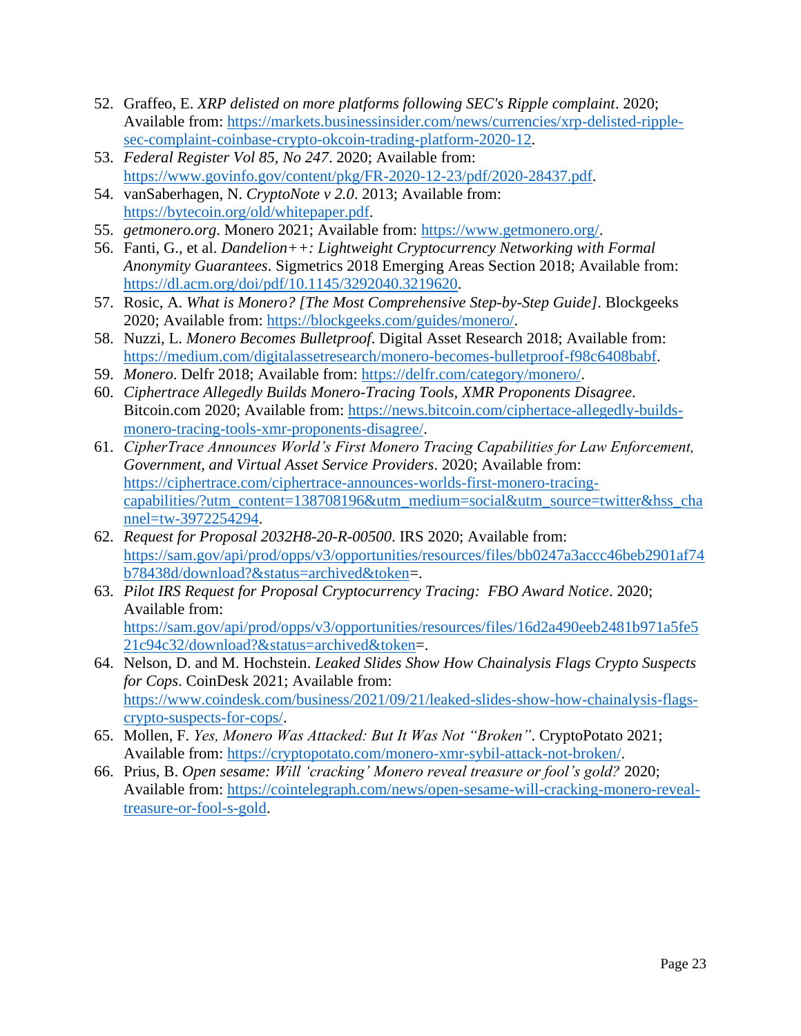52. Graffeo, E. *XRP delisted on more platforms following SEC's Ripple complaint*. 2020; Available from: https://markets.businessinsider.com/news/currencies/xrp-delisted-ripple-sec-complaint-coinbase-crypto-okcoin-trading-platform-2020-12.
53. *Federal Register Vol 85, No 247*. 2020; Available from: https://www.govinfo.gov/content/pkg/FR-2020-12-23/pdf/2020-28437.pdf.
54. vanSaberhagen, N. *CryptoNote v 2.0*. 2013; Available from: https://bytecoin.org/old/whitepaper.pdf.
55. *getmonero.org*. Monero 2021; Available from: https://www.getmonero.org/.
56. Fanti, G., et al. *Dandelion++: Lightweight Cryptocurrency Networking with Formal Anonymity Guarantees*. Sigmetrics 2018 Emerging Areas Section 2018; Available from: https://dl.acm.org/doi/pdf/10.1145/3292040.3219620.
57. Rosic, A. *What is Monero? [The Most Comprehensive Step-by-Step Guide]*. Blockgeeks 2020; Available from: https://blockgeeks.com/guides/monero/.
58. Nuzzi, L. *Monero Becomes Bulletproof*. Digital Asset Research 2018; Available from: https://medium.com/digitalassetresearch/monero-becomes-bulletproof-f98c6408babf.
59. *Monero*. Delfr 2018; Available from: https://delfr.com/category/monero/.
60. *Ciphertrace Allegedly Builds Monero-Tracing Tools, XMR Proponents Disagree*. Bitcoin.com 2020; Available from: https://news.bitcoin.com/ciphertace-allegedly-builds-monero-tracing-tools-xmr-proponents-disagree/.
61. *CipherTrace Announces World's First Monero Tracing Capabilities for Law Enforcement, Government, and Virtual Asset Service Providers*. 2020; Available from: https://ciphertrace.com/ciphertrace-announces-worlds-first-monero-tracing-capabilities/?utm_content=138708196&utm_medium=social&utm_source=twitter&hss_channel=tw-3972254294.
62. *Request for Proposal 2032H8-20-R-00500*. IRS 2020; Available from: https://sam.gov/api/prod/opps/v3/opportunities/resources/files/bb0247a3accc46beb2901af74b78438d/download?&status=archived&token=.
63. *Pilot IRS Request for Proposal Cryptocurrency Tracing: FBO Award Notice*. 2020; Available from: https://sam.gov/api/prod/opps/v3/opportunities/resources/files/16d2a490eeb2481b971a5fe521c94c32/download?&status=archived&token=.
64. Nelson, D. and M. Hochstein. *Leaked Slides Show How Chainalysis Flags Crypto Suspects for Cops*. CoinDesk 2021; Available from: https://www.coindesk.com/business/2021/09/21/leaked-slides-show-how-chainalysis-flags-crypto-suspects-for-cops/.
65. Mollen, F. *Yes, Monero Was Attacked: But It Was Not "Broken"*. CryptoPotato 2021; Available from: https://cryptopotato.com/monero-xmr-sybil-attack-not-broken/.
66. Prius, B. *Open sesame: Will 'cracking' Monero reveal treasure or fool's gold?* 2020; Available from: https://cointelegraph.com/news/open-sesame-will-cracking-monero-reveal-treasure-or-fool-s-gold.